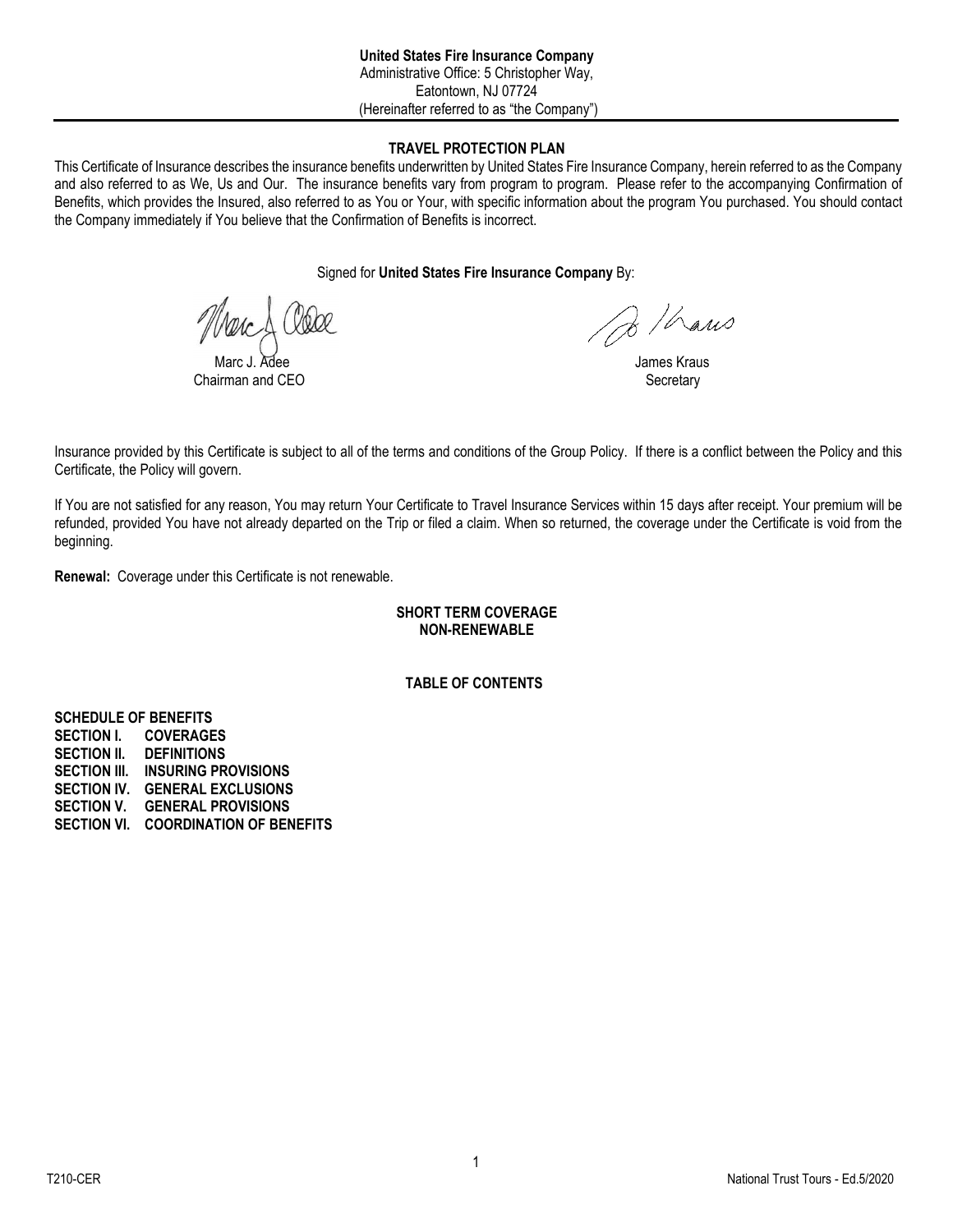**United States Fire Insurance Company**
Administrative Office: 5 Christopher Way,
Eatontown, NJ 07724
(Hereinafter referred to as "the Company")

## TRAVEL PROTECTION PLAN

This Certificate of Insurance describes the insurance benefits underwritten by United States Fire Insurance Company, herein referred to as the Company and also referred to as We, Us and Our. The insurance benefits vary from program to program. Please refer to the accompanying Confirmation of Benefits, which provides the Insured, also referred to as You or Your, with specific information about the program You purchased. You should contact the Company immediately if You believe that the Confirmation of Benefits is incorrect.

Signed for **United States Fire Insurance Company** By:

Marc J. Adee
Chairman and CEO

James Kraus
Secretary

Insurance provided by this Certificate is subject to all of the terms and conditions of the Group Policy. If there is a conflict between the Policy and this Certificate, the Policy will govern.

If You are not satisfied for any reason, You may return Your Certificate to Travel Insurance Services within 15 days after receipt. Your premium will be refunded, provided You have not already departed on the Trip or filed a claim. When so returned, the coverage under the Certificate is void from the beginning.

**Renewal:** Coverage under this Certificate is not renewable.

**SHORT TERM COVERAGE**
**NON-RENEWABLE**

## TABLE OF CONTENTS

**SCHEDULE OF BENEFITS**
**SECTION I. COVERAGES**
**SECTION II. DEFINITIONS**
**SECTION III. INSURING PROVISIONS**
**SECTION IV. GENERAL EXCLUSIONS**
**SECTION V. GENERAL PROVISIONS**
**SECTION VI. COORDINATION OF BENEFITS**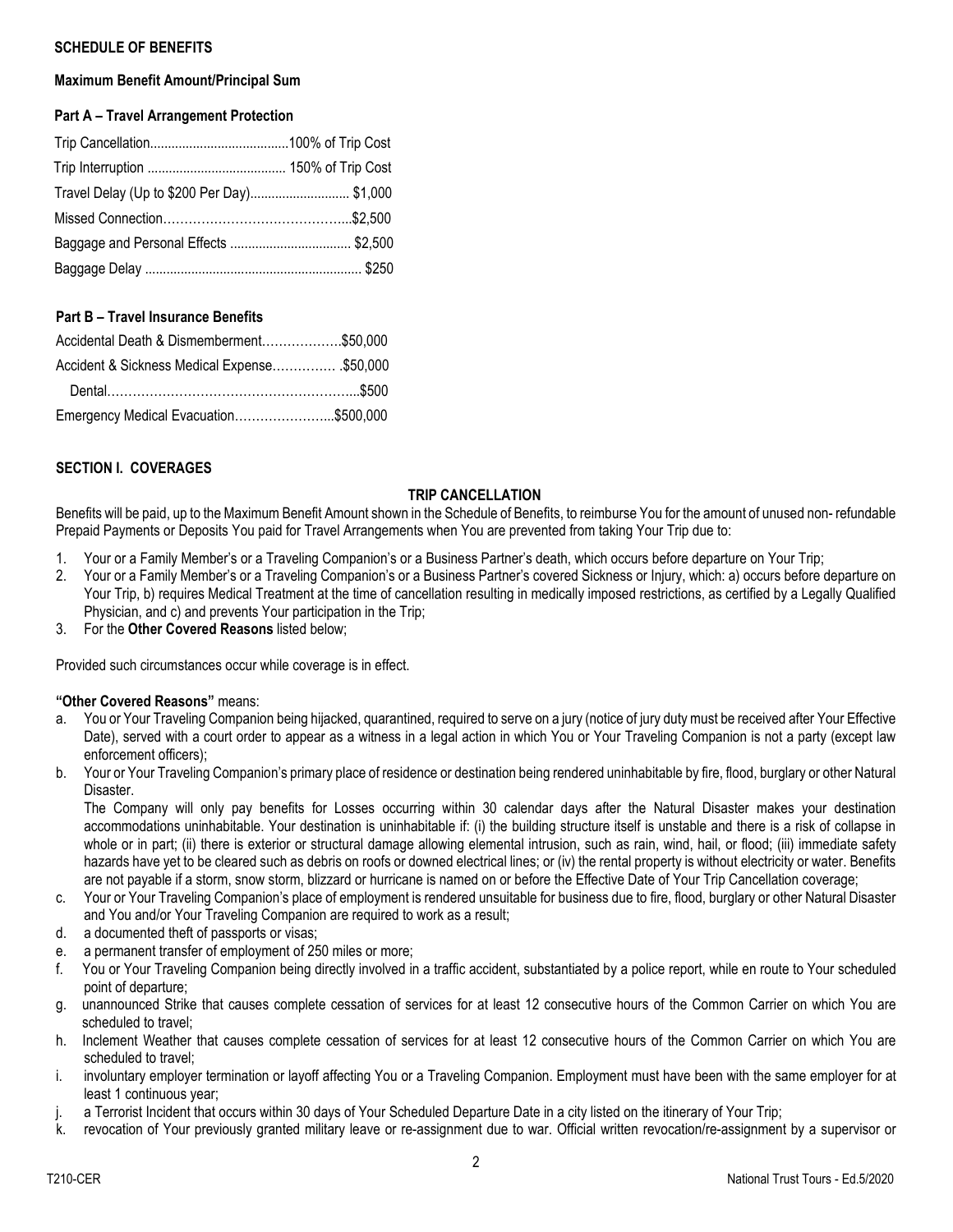**SCHEDULE OF BENEFITS**

**Maximum Benefit Amount/Principal Sum**

**Part A – Travel Arrangement Protection**

| | |
|---|---|
| Trip Cancellation | 100% of Trip Cost |
| Trip Interruption | 150% of Trip Cost |
| Travel Delay (Up to $200 Per Day) | $1,000 |
| Missed Connection | $2,500 |
| Baggage and Personal Effects | $2,500 |
| Baggage Delay | $250 |

**Part B – Travel Insurance Benefits**

| | |
|---|---|
| Accidental Death & Dismemberment | $50,000 |
| Accident & Sickness Medical Expense | $50,000 |
| Dental | $500 |
| Emergency Medical Evacuation | $500,000 |

**SECTION I. COVERAGES**

**TRIP CANCELLATION**

Benefits will be paid, up to the Maximum Benefit Amount shown in the Schedule of Benefits, to reimburse You for the amount of unused non- refundable Prepaid Payments or Deposits You paid for Travel Arrangements when You are prevented from taking Your Trip due to:

1. Your or a Family Member's or a Traveling Companion's or a Business Partner's death, which occurs before departure on Your Trip;
2. Your or a Family Member's or a Traveling Companion's or a Business Partner's covered Sickness or Injury, which: a) occurs before departure on Your Trip, b) requires Medical Treatment at the time of cancellation resulting in medically imposed restrictions, as certified by a Legally Qualified Physician, and c) and prevents Your participation in the Trip;
3. For the **Other Covered Reasons** listed below;

Provided such circumstances occur while coverage is in effect.

**"Other Covered Reasons"** means:

a. You or Your Traveling Companion being hijacked, quarantined, required to serve on a jury (notice of jury duty must be received after Your Effective Date), served with a court order to appear as a witness in a legal action in which You or Your Traveling Companion is not a party (except law enforcement officers);
b. Your or Your Traveling Companion's primary place of residence or destination being rendered uninhabitable by fire, flood, burglary or other Natural Disaster.
   The Company will only pay benefits for Losses occurring within 30 calendar days after the Natural Disaster makes your destination accommodations uninhabitable. Your destination is uninhabitable if: (i) the building structure itself is unstable and there is a risk of collapse in whole or in part; (ii) there is exterior or structural damage allowing elemental intrusion, such as rain, wind, hail, or flood; (iii) immediate safety hazards have yet to be cleared such as debris on roofs or downed electrical lines; or (iv) the rental property is without electricity or water. Benefits are not payable if a storm, snow storm, blizzard or hurricane is named on or before the Effective Date of Your Trip Cancellation coverage;
c. Your or Your Traveling Companion's place of employment is rendered unsuitable for business due to fire, flood, burglary or other Natural Disaster and You and/or Your Traveling Companion are required to work as a result;
d. a documented theft of passports or visas;
e. a permanent transfer of employment of 250 miles or more;
f. You or Your Traveling Companion being directly involved in a traffic accident, substantiated by a police report, while en route to Your scheduled point of departure;
g. unannounced Strike that causes complete cessation of services for at least 12 consecutive hours of the Common Carrier on which You are scheduled to travel;
h. Inclement Weather that causes complete cessation of services for at least 12 consecutive hours of the Common Carrier on which You are scheduled to travel;
i. involuntary employer termination or layoff affecting You or a Traveling Companion. Employment must have been with the same employer for at least 1 continuous year;
j. a Terrorist Incident that occurs within 30 days of Your Scheduled Departure Date in a city listed on the itinerary of Your Trip;
k. revocation of Your previously granted military leave or re-assignment due to war. Official written revocation/re-assignment by a supervisor or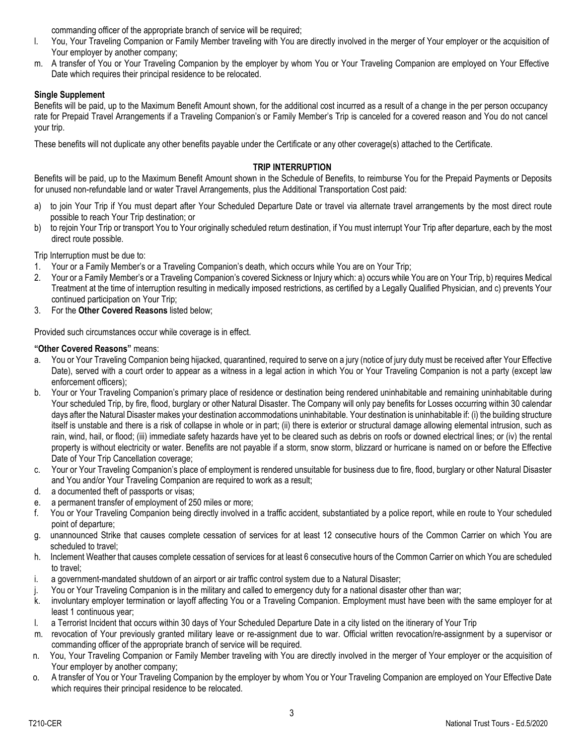commanding officer of the appropriate branch of service will be required;

l. You, Your Traveling Companion or Family Member traveling with You are directly involved in the merger of Your employer or the acquisition of Your employer by another company;

m. A transfer of You or Your Traveling Companion by the employer by whom You or Your Traveling Companion are employed on Your Effective Date which requires their principal residence to be relocated.

**Single Supplement**

Benefits will be paid, up to the Maximum Benefit Amount shown, for the additional cost incurred as a result of a change in the per person occupancy rate for Prepaid Travel Arrangements if a Traveling Companion's or Family Member's Trip is canceled for a covered reason and You do not cancel your trip.

These benefits will not duplicate any other benefits payable under the Certificate or any other coverage(s) attached to the Certificate.

## TRIP INTERRUPTION

Benefits will be paid, up to the Maximum Benefit Amount shown in the Schedule of Benefits, to reimburse You for the Prepaid Payments or Deposits for unused non-refundable land or water Travel Arrangements, plus the Additional Transportation Cost paid:

a) to join Your Trip if You must depart after Your Scheduled Departure Date or travel via alternate travel arrangements by the most direct route possible to reach Your Trip destination; or

b) to rejoin Your Trip or transport You to Your originally scheduled return destination, if You must interrupt Your Trip after departure, each by the most direct route possible.

Trip Interruption must be due to:

1. Your or a Family Member's or a Traveling Companion's death, which occurs while You are on Your Trip;
2. Your or a Family Member's or a Traveling Companion's covered Sickness or Injury which: a) occurs while You are on Your Trip, b) requires Medical Treatment at the time of interruption resulting in medically imposed restrictions, as certified by a Legally Qualified Physician, and c) prevents Your continued participation on Your Trip;
3. For the **Other Covered Reasons** listed below;

Provided such circumstances occur while coverage is in effect.

**"Other Covered Reasons"** means:

a. You or Your Traveling Companion being hijacked, quarantined, required to serve on a jury (notice of jury duty must be received after Your Effective Date), served with a court order to appear as a witness in a legal action in which You or Your Traveling Companion is not a party (except law enforcement officers);

b. Your or Your Traveling Companion's primary place of residence or destination being rendered uninhabitable and remaining uninhabitable during Your scheduled Trip, by fire, flood, burglary or other Natural Disaster. The Company will only pay benefits for Losses occurring within 30 calendar days after the Natural Disaster makes your destination accommodations uninhabitable. Your destination is uninhabitable if: (i) the building structure itself is unstable and there is a risk of collapse in whole or in part; (ii) there is exterior or structural damage allowing elemental intrusion, such as rain, wind, hail, or flood; (iii) immediate safety hazards have yet to be cleared such as debris on roofs or downed electrical lines; or (iv) the rental property is without electricity or water. Benefits are not payable if a storm, snow storm, blizzard or hurricane is named on or before the Effective Date of Your Trip Cancellation coverage;

c. Your or Your Traveling Companion's place of employment is rendered unsuitable for business due to fire, flood, burglary or other Natural Disaster and You and/or Your Traveling Companion are required to work as a result;

d. a documented theft of passports or visas;

e. a permanent transfer of employment of 250 miles or more;

f. You or Your Traveling Companion being directly involved in a traffic accident, substantiated by a police report, while en route to Your scheduled point of departure;

g. unannounced Strike that causes complete cessation of services for at least 12 consecutive hours of the Common Carrier on which You are scheduled to travel;

h. Inclement Weather that causes complete cessation of services for at least 6 consecutive hours of the Common Carrier on which You are scheduled to travel;

i. a government-mandated shutdown of an airport or air traffic control system due to a Natural Disaster;

j. You or Your Traveling Companion is in the military and called to emergency duty for a national disaster other than war;

k. involuntary employer termination or layoff affecting You or a Traveling Companion. Employment must have been with the same employer for at least 1 continuous year;

l. a Terrorist Incident that occurs within 30 days of Your Scheduled Departure Date in a city listed on the itinerary of Your Trip

m. revocation of Your previously granted military leave or re-assignment due to war. Official written revocation/re-assignment by a supervisor or commanding officer of the appropriate branch of service will be required.

n. You, Your Traveling Companion or Family Member traveling with You are directly involved in the merger of Your employer or the acquisition of Your employer by another company;

o. A transfer of You or Your Traveling Companion by the employer by whom You or Your Traveling Companion are employed on Your Effective Date which requires their principal residence to be relocated.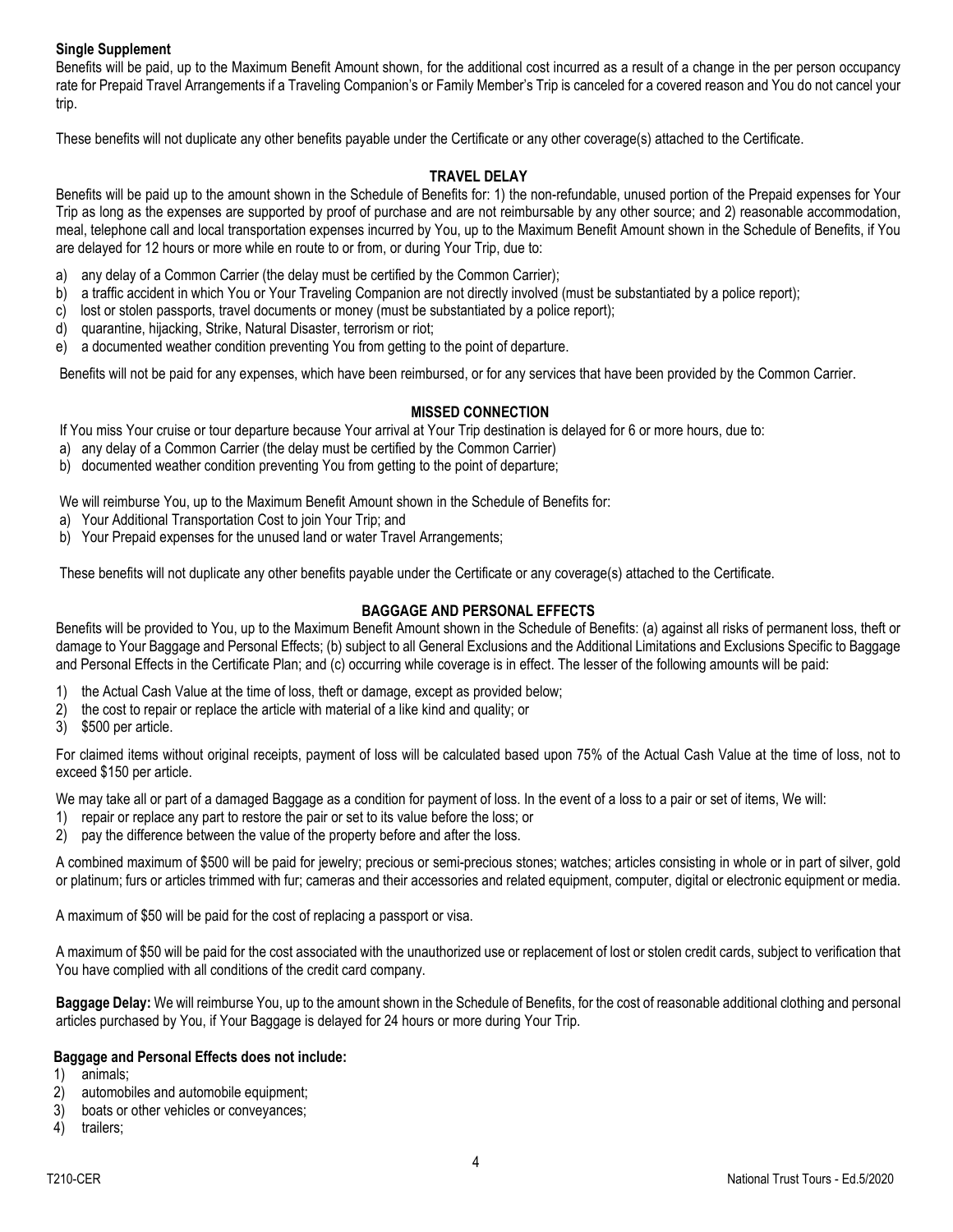**Single Supplement**

Benefits will be paid, up to the Maximum Benefit Amount shown, for the additional cost incurred as a result of a change in the per person occupancy rate for Prepaid Travel Arrangements if a Traveling Companion's or Family Member's Trip is canceled for a covered reason and You do not cancel your trip.

These benefits will not duplicate any other benefits payable under the Certificate or any other coverage(s) attached to the Certificate.

## TRAVEL DELAY

Benefits will be paid up to the amount shown in the Schedule of Benefits for: 1) the non-refundable, unused portion of the Prepaid expenses for Your Trip as long as the expenses are supported by proof of purchase and are not reimbursable by any other source; and 2) reasonable accommodation, meal, telephone call and local transportation expenses incurred by You, up to the Maximum Benefit Amount shown in the Schedule of Benefits, if You are delayed for 12 hours or more while en route to or from, or during Your Trip, due to:

a) any delay of a Common Carrier (the delay must be certified by the Common Carrier);
b) a traffic accident in which You or Your Traveling Companion are not directly involved (must be substantiated by a police report);
c) lost or stolen passports, travel documents or money (must be substantiated by a police report);
d) quarantine, hijacking, Strike, Natural Disaster, terrorism or riot;
e) a documented weather condition preventing You from getting to the point of departure.

Benefits will not be paid for any expenses, which have been reimbursed, or for any services that have been provided by the Common Carrier.

## MISSED CONNECTION

If You miss Your cruise or tour departure because Your arrival at Your Trip destination is delayed for 6 or more hours, due to:

a) any delay of a Common Carrier (the delay must be certified by the Common Carrier)
b) documented weather condition preventing You from getting to the point of departure;

We will reimburse You, up to the Maximum Benefit Amount shown in the Schedule of Benefits for:

a) Your Additional Transportation Cost to join Your Trip; and
b) Your Prepaid expenses for the unused land or water Travel Arrangements;

These benefits will not duplicate any other benefits payable under the Certificate or any coverage(s) attached to the Certificate.

## BAGGAGE AND PERSONAL EFFECTS

Benefits will be provided to You, up to the Maximum Benefit Amount shown in the Schedule of Benefits: (a) against all risks of permanent loss, theft or damage to Your Baggage and Personal Effects; (b) subject to all General Exclusions and the Additional Limitations and Exclusions Specific to Baggage and Personal Effects in the Certificate Plan; and (c) occurring while coverage is in effect. The lesser of the following amounts will be paid:

1) the Actual Cash Value at the time of loss, theft or damage, except as provided below;
2) the cost to repair or replace the article with material of a like kind and quality; or
3) $500 per article.

For claimed items without original receipts, payment of loss will be calculated based upon 75% of the Actual Cash Value at the time of loss, not to exceed $150 per article.

We may take all or part of a damaged Baggage as a condition for payment of loss. In the event of a loss to a pair or set of items, We will:

1) repair or replace any part to restore the pair or set to its value before the loss; or
2) pay the difference between the value of the property before and after the loss.

A combined maximum of $500 will be paid for jewelry; precious or semi-precious stones; watches; articles consisting in whole or in part of silver, gold or platinum; furs or articles trimmed with fur; cameras and their accessories and related equipment, computer, digital or electronic equipment or media.

A maximum of $50 will be paid for the cost of replacing a passport or visa.

A maximum of $50 will be paid for the cost associated with the unauthorized use or replacement of lost or stolen credit cards, subject to verification that You have complied with all conditions of the credit card company.

**Baggage Delay:** We will reimburse You, up to the amount shown in the Schedule of Benefits, for the cost of reasonable additional clothing and personal articles purchased by You, if Your Baggage is delayed for 24 hours or more during Your Trip.

**Baggage and Personal Effects does not include:**

1) animals;
2) automobiles and automobile equipment;
3) boats or other vehicles or conveyances;
4) trailers;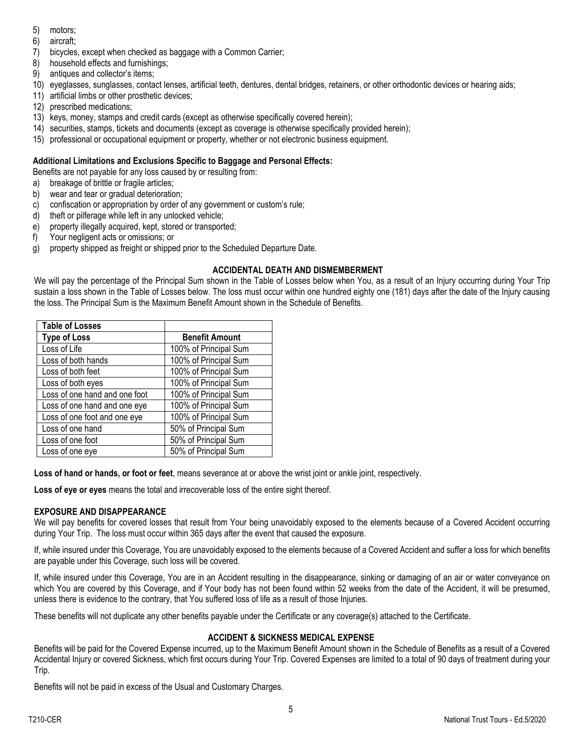5) motors;
6) aircraft;
7) bicycles, except when checked as baggage with a Common Carrier;
8) household effects and furnishings;
9) antiques and collector's items;
10) eyeglasses, sunglasses, contact lenses, artificial teeth, dentures, dental bridges, retainers, or other orthodontic devices or hearing aids;
11) artificial limbs or other prosthetic devices;
12) prescribed medications;
13) keys, money, stamps and credit cards (except as otherwise specifically covered herein);
14) securities, stamps, tickets and documents (except as coverage is otherwise specifically provided herein);
15) professional or occupational equipment or property, whether or not electronic business equipment.

**Additional Limitations and Exclusions Specific to Baggage and Personal Effects:**

Benefits are not payable for any loss caused by or resulting from:

a) breakage of brittle or fragile articles;
b) wear and tear or gradual deterioration;
c) confiscation or appropriation by order of any government or custom's rule;
d) theft or pilferage while left in any unlocked vehicle;
e) property illegally acquired, kept, stored or transported;
f) Your negligent acts or omissions; or
g) property shipped as freight or shipped prior to the Scheduled Departure Date.

## ACCIDENTAL DEATH AND DISMEMBERMENT

We will pay the percentage of the Principal Sum shown in the Table of Losses below when You, as a result of an Injury occurring during Your Trip sustain a loss shown in the Table of Losses below. The loss must occur within one hundred eighty one (181) days after the date of the Injury causing the loss. The Principal Sum is the Maximum Benefit Amount shown in the Schedule of Benefits.

| **Table of Losses** | |
|---|---|
| **Type of Loss** | **Benefit Amount** |
| Loss of Life | 100% of Principal Sum |
| Loss of both hands | 100% of Principal Sum |
| Loss of both feet | 100% of Principal Sum |
| Loss of both eyes | 100% of Principal Sum |
| Loss of one hand and one foot | 100% of Principal Sum |
| Loss of one hand and one eye | 100% of Principal Sum |
| Loss of one foot and one eye | 100% of Principal Sum |
| Loss of one hand | 50% of Principal Sum |
| Loss of one foot | 50% of Principal Sum |
| Loss of one eye | 50% of Principal Sum |

**Loss of hand or hands, or foot or feet**, means severance at or above the wrist joint or ankle joint, respectively.

**Loss of eye or eyes** means the total and irrecoverable loss of the entire sight thereof.

### EXPOSURE AND DISAPPEARANCE

We will pay benefits for covered losses that result from Your being unavoidably exposed to the elements because of a Covered Accident occurring during Your Trip. The loss must occur within 365 days after the event that caused the exposure.

If, while insured under this Coverage, You are unavoidably exposed to the elements because of a Covered Accident and suffer a loss for which benefits are payable under this Coverage, such loss will be covered.

If, while insured under this Coverage, You are in an Accident resulting in the disappearance, sinking or damaging of an air or water conveyance on which You are covered by this Coverage, and if Your body has not been found within 52 weeks from the date of the Accident, it will be presumed, unless there is evidence to the contrary, that You suffered loss of life as a result of those Injuries.

These benefits will not duplicate any other benefits payable under the Certificate or any coverage(s) attached to the Certificate.

## ACCIDENT & SICKNESS MEDICAL EXPENSE

Benefits will be paid for the Covered Expense incurred, up to the Maximum Benefit Amount shown in the Schedule of Benefits as a result of a Covered Accidental Injury or covered Sickness, which first occurs during Your Trip. Covered Expenses are limited to a total of 90 days of treatment during your Trip.

Benefits will not be paid in excess of the Usual and Customary Charges.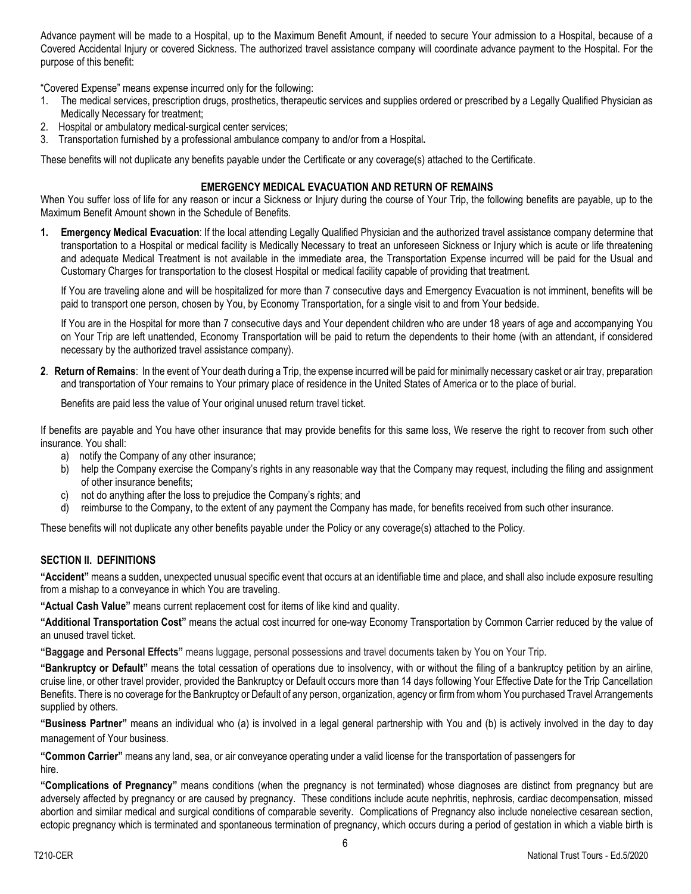Advance payment will be made to a Hospital, up to the Maximum Benefit Amount, if needed to secure Your admission to a Hospital, because of a Covered Accidental Injury or covered Sickness. The authorized travel assistance company will coordinate advance payment to the Hospital. For the purpose of this benefit:

"Covered Expense" means expense incurred only for the following:

1. The medical services, prescription drugs, prosthetics, therapeutic services and supplies ordered or prescribed by a Legally Qualified Physician as Medically Necessary for treatment;
2. Hospital or ambulatory medical-surgical center services;
3. Transportation furnished by a professional ambulance company to and/or from a Hospital**.**

These benefits will not duplicate any benefits payable under the Certificate or any coverage(s) attached to the Certificate.

### EMERGENCY MEDICAL EVACUATION AND RETURN OF REMAINS

When You suffer loss of life for any reason or incur a Sickness or Injury during the course of Your Trip, the following benefits are payable, up to the Maximum Benefit Amount shown in the Schedule of Benefits.

**1. Emergency Medical Evacuation**: If the local attending Legally Qualified Physician and the authorized travel assistance company determine that transportation to a Hospital or medical facility is Medically Necessary to treat an unforeseen Sickness or Injury which is acute or life threatening and adequate Medical Treatment is not available in the immediate area, the Transportation Expense incurred will be paid for the Usual and Customary Charges for transportation to the closest Hospital or medical facility capable of providing that treatment.

If You are traveling alone and will be hospitalized for more than 7 consecutive days and Emergency Evacuation is not imminent, benefits will be paid to transport one person, chosen by You, by Economy Transportation, for a single visit to and from Your bedside.

If You are in the Hospital for more than 7 consecutive days and Your dependent children who are under 18 years of age and accompanying You on Your Trip are left unattended, Economy Transportation will be paid to return the dependents to their home (with an attendant, if considered necessary by the authorized travel assistance company).

**2**. **Return of Remains**: In the event of Your death during a Trip, the expense incurred will be paid for minimally necessary casket or air tray, preparation and transportation of Your remains to Your primary place of residence in the United States of America or to the place of burial.

Benefits are paid less the value of Your original unused return travel ticket.

If benefits are payable and You have other insurance that may provide benefits for this same loss, We reserve the right to recover from such other insurance. You shall:

a) notify the Company of any other insurance;
b) help the Company exercise the Company's rights in any reasonable way that the Company may request, including the filing and assignment of other insurance benefits;
c) not do anything after the loss to prejudice the Company's rights; and
d) reimburse to the Company, to the extent of any payment the Company has made, for benefits received from such other insurance.

These benefits will not duplicate any other benefits payable under the Policy or any coverage(s) attached to the Policy.

## SECTION II. DEFINITIONS

**"Accident"** means a sudden, unexpected unusual specific event that occurs at an identifiable time and place, and shall also include exposure resulting from a mishap to a conveyance in which You are traveling.

**"Actual Cash Value"** means current replacement cost for items of like kind and quality.

**"Additional Transportation Cost"** means the actual cost incurred for one-way Economy Transportation by Common Carrier reduced by the value of an unused travel ticket.

**"Baggage and Personal Effects"** means luggage, personal possessions and travel documents taken by You on Your Trip.

**"Bankruptcy or Default"** means the total cessation of operations due to insolvency, with or without the filing of a bankruptcy petition by an airline, cruise line, or other travel provider, provided the Bankruptcy or Default occurs more than 14 days following Your Effective Date for the Trip Cancellation Benefits. There is no coverage for the Bankruptcy or Default of any person, organization, agency or firm from whom You purchased Travel Arrangements supplied by others.

**"Business Partner"** means an individual who (a) is involved in a legal general partnership with You and (b) is actively involved in the day to day management of Your business.

**"Common Carrier"** means any land, sea, or air conveyance operating under a valid license for the transportation of passengers for hire.

**"Complications of Pregnancy"** means conditions (when the pregnancy is not terminated) whose diagnoses are distinct from pregnancy but are adversely affected by pregnancy or are caused by pregnancy. These conditions include acute nephritis, nephrosis, cardiac decompensation, missed abortion and similar medical and surgical conditions of comparable severity. Complications of Pregnancy also include nonelective cesarean section, ectopic pregnancy which is terminated and spontaneous termination of pregnancy, which occurs during a period of gestation in which a viable birth is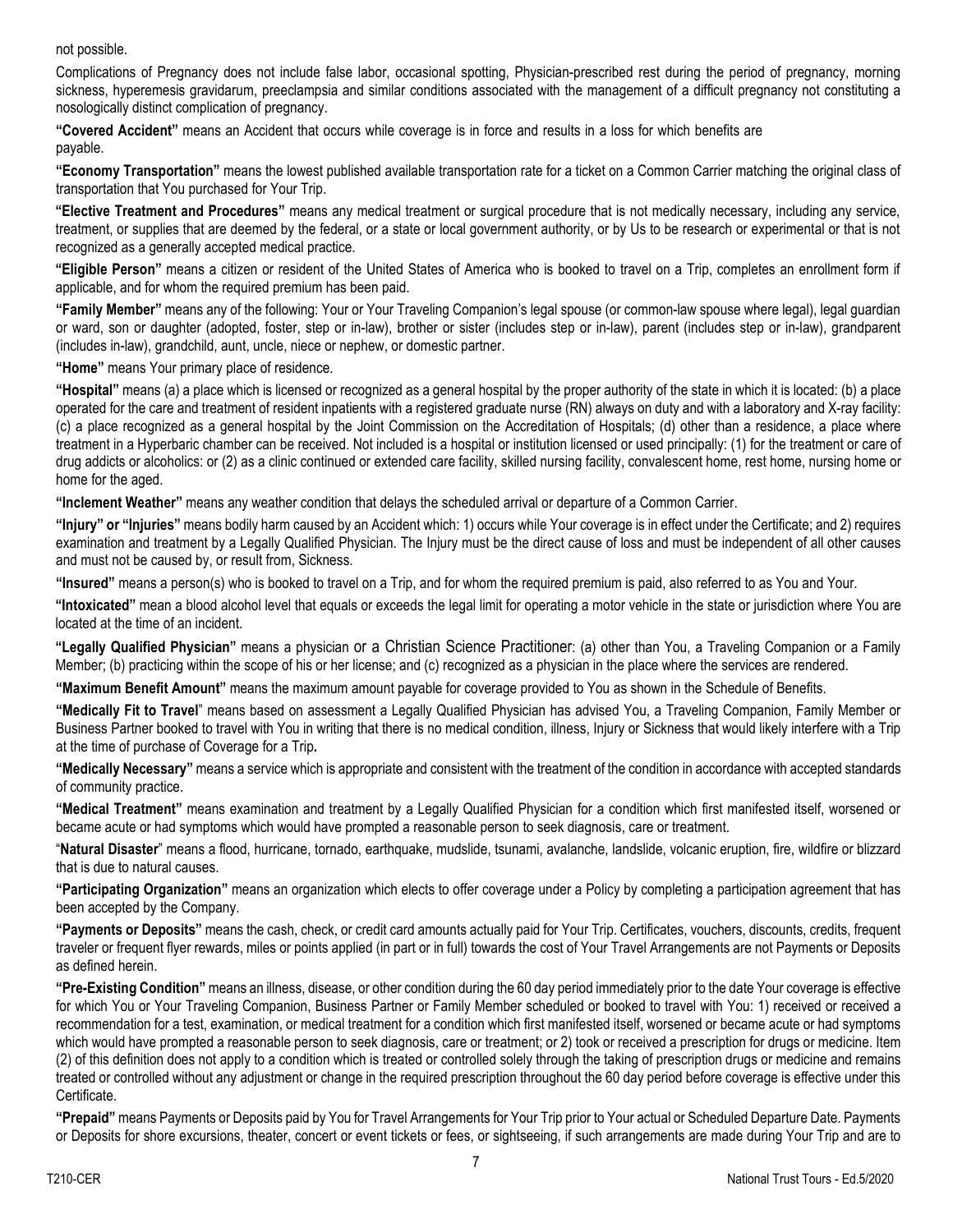not possible.

Complications of Pregnancy does not include false labor, occasional spotting, Physician-prescribed rest during the period of pregnancy, morning sickness, hyperemesis gravidarum, preeclampsia and similar conditions associated with the management of a difficult pregnancy not constituting a nosologically distinct complication of pregnancy.

**"Covered Accident"** means an Accident that occurs while coverage is in force and results in a loss for which benefits are payable.

**"Economy Transportation"** means the lowest published available transportation rate for a ticket on a Common Carrier matching the original class of transportation that You purchased for Your Trip.

**"Elective Treatment and Procedures"** means any medical treatment or surgical procedure that is not medically necessary, including any service, treatment, or supplies that are deemed by the federal, or a state or local government authority, or by Us to be research or experimental or that is not recognized as a generally accepted medical practice.

**"Eligible Person"** means a citizen or resident of the United States of America who is booked to travel on a Trip, completes an enrollment form if applicable, and for whom the required premium has been paid.

**"Family Member"** means any of the following: Your or Your Traveling Companion's legal spouse (or common-law spouse where legal), legal guardian or ward, son or daughter (adopted, foster, step or in-law), brother or sister (includes step or in-law), parent (includes step or in-law), grandparent (includes in-law), grandchild, aunt, uncle, niece or nephew, or domestic partner.

**"Home"** means Your primary place of residence.

**"Hospital"** means (a) a place which is licensed or recognized as a general hospital by the proper authority of the state in which it is located: (b) a place operated for the care and treatment of resident inpatients with a registered graduate nurse (RN) always on duty and with a laboratory and X-ray facility: (c) a place recognized as a general hospital by the Joint Commission on the Accreditation of Hospitals; (d) other than a residence, a place where treatment in a Hyperbaric chamber can be received. Not included is a hospital or institution licensed or used principally: (1) for the treatment or care of drug addicts or alcoholics: or (2) as a clinic continued or extended care facility, skilled nursing facility, convalescent home, rest home, nursing home or home for the aged.

**"Inclement Weather"** means any weather condition that delays the scheduled arrival or departure of a Common Carrier.

**"Injury" or "Injuries"** means bodily harm caused by an Accident which: 1) occurs while Your coverage is in effect under the Certificate; and 2) requires examination and treatment by a Legally Qualified Physician. The Injury must be the direct cause of loss and must be independent of all other causes and must not be caused by, or result from, Sickness.

**"Insured"** means a person(s) who is booked to travel on a Trip, and for whom the required premium is paid, also referred to as You and Your.

**"Intoxicated"** mean a blood alcohol level that equals or exceeds the legal limit for operating a motor vehicle in the state or jurisdiction where You are located at the time of an incident.

**"Legally Qualified Physician"** means a physician or a Christian Science Practitioner: (a) other than You, a Traveling Companion or a Family Member; (b) practicing within the scope of his or her license; and (c) recognized as a physician in the place where the services are rendered.

**"Maximum Benefit Amount"** means the maximum amount payable for coverage provided to You as shown in the Schedule of Benefits.

**"Medically Fit to Travel"** means based on assessment a Legally Qualified Physician has advised You, a Traveling Companion, Family Member or Business Partner booked to travel with You in writing that there is no medical condition, illness, Injury or Sickness that would likely interfere with a Trip at the time of purchase of Coverage for a Trip**.**

**"Medically Necessary"** means a service which is appropriate and consistent with the treatment of the condition in accordance with accepted standards of community practice.

**"Medical Treatment"** means examination and treatment by a Legally Qualified Physician for a condition which first manifested itself, worsened or became acute or had symptoms which would have prompted a reasonable person to seek diagnosis, care or treatment.

"**Natural Disaster**" means a flood, hurricane, tornado, earthquake, mudslide, tsunami, avalanche, landslide, volcanic eruption, fire, wildfire or blizzard that is due to natural causes.

**"Participating Organization"** means an organization which elects to offer coverage under a Policy by completing a participation agreement that has been accepted by the Company.

**"Payments or Deposits"** means the cash, check, or credit card amounts actually paid for Your Trip. Certificates, vouchers, discounts, credits, frequent traveler or frequent flyer rewards, miles or points applied (in part or in full) towards the cost of Your Travel Arrangements are not Payments or Deposits as defined herein.

**"Pre-Existing Condition"** means an illness, disease, or other condition during the 60 day period immediately prior to the date Your coverage is effective for which You or Your Traveling Companion, Business Partner or Family Member scheduled or booked to travel with You: 1) received or received a recommendation for a test, examination, or medical treatment for a condition which first manifested itself, worsened or became acute or had symptoms which would have prompted a reasonable person to seek diagnosis, care or treatment; or 2) took or received a prescription for drugs or medicine. Item (2) of this definition does not apply to a condition which is treated or controlled solely through the taking of prescription drugs or medicine and remains treated or controlled without any adjustment or change in the required prescription throughout the 60 day period before coverage is effective under this Certificate.

**"Prepaid"** means Payments or Deposits paid by You for Travel Arrangements for Your Trip prior to Your actual or Scheduled Departure Date. Payments or Deposits for shore excursions, theater, concert or event tickets or fees, or sightseeing, if such arrangements are made during Your Trip and are to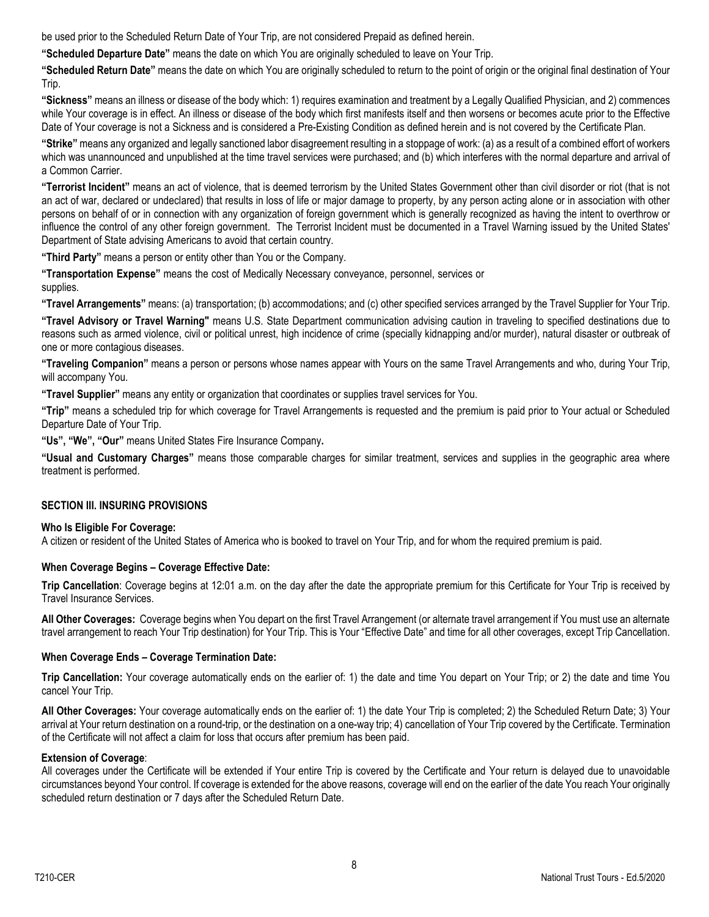be used prior to the Scheduled Return Date of Your Trip, are not considered Prepaid as defined herein.

**"Scheduled Departure Date"** means the date on which You are originally scheduled to leave on Your Trip.

**"Scheduled Return Date"** means the date on which You are originally scheduled to return to the point of origin or the original final destination of Your Trip.

**"Sickness"** means an illness or disease of the body which: 1) requires examination and treatment by a Legally Qualified Physician, and 2) commences while Your coverage is in effect. An illness or disease of the body which first manifests itself and then worsens or becomes acute prior to the Effective Date of Your coverage is not a Sickness and is considered a Pre-Existing Condition as defined herein and is not covered by the Certificate Plan.

**"Strike"** means any organized and legally sanctioned labor disagreement resulting in a stoppage of work: (a) as a result of a combined effort of workers which was unannounced and unpublished at the time travel services were purchased; and (b) which interferes with the normal departure and arrival of a Common Carrier.

**"Terrorist Incident"** means an act of violence, that is deemed terrorism by the United States Government other than civil disorder or riot (that is not an act of war, declared or undeclared) that results in loss of life or major damage to property, by any person acting alone or in association with other persons on behalf of or in connection with any organization of foreign government which is generally recognized as having the intent to overthrow or influence the control of any other foreign government. The Terrorist Incident must be documented in a Travel Warning issued by the United States' Department of State advising Americans to avoid that certain country.

**"Third Party"** means a person or entity other than You or the Company.

**"Transportation Expense"** means the cost of Medically Necessary conveyance, personnel, services or supplies.

**"Travel Arrangements"** means: (a) transportation; (b) accommodations; and (c) other specified services arranged by the Travel Supplier for Your Trip.

**"Travel Advisory or Travel Warning"** means U.S. State Department communication advising caution in traveling to specified destinations due to reasons such as armed violence, civil or political unrest, high incidence of crime (specially kidnapping and/or murder), natural disaster or outbreak of one or more contagious diseases.

**"Traveling Companion"** means a person or persons whose names appear with Yours on the same Travel Arrangements and who, during Your Trip, will accompany You.

**"Travel Supplier"** means any entity or organization that coordinates or supplies travel services for You.

**"Trip"** means a scheduled trip for which coverage for Travel Arrangements is requested and the premium is paid prior to Your actual or Scheduled Departure Date of Your Trip.

**"Us", "We", "Our"** means United States Fire Insurance Company**.**

**"Usual and Customary Charges"** means those comparable charges for similar treatment, services and supplies in the geographic area where treatment is performed.

## SECTION III. INSURING PROVISIONS

### Who Is Eligible For Coverage:

A citizen or resident of the United States of America who is booked to travel on Your Trip, and for whom the required premium is paid.

### When Coverage Begins – Coverage Effective Date:

**Trip Cancellation**: Coverage begins at 12:01 a.m. on the day after the date the appropriate premium for this Certificate for Your Trip is received by Travel Insurance Services.

**All Other Coverages:** Coverage begins when You depart on the first Travel Arrangement (or alternate travel arrangement if You must use an alternate travel arrangement to reach Your Trip destination) for Your Trip. This is Your "Effective Date" and time for all other coverages, except Trip Cancellation.

### When Coverage Ends – Coverage Termination Date:

**Trip Cancellation:** Your coverage automatically ends on the earlier of: 1) the date and time You depart on Your Trip; or 2) the date and time You cancel Your Trip.

**All Other Coverages:** Your coverage automatically ends on the earlier of: 1) the date Your Trip is completed; 2) the Scheduled Return Date; 3) Your arrival at Your return destination on a round-trip, or the destination on a one-way trip; 4) cancellation of Your Trip covered by the Certificate. Termination of the Certificate will not affect a claim for loss that occurs after premium has been paid.

### Extension of Coverage:

All coverages under the Certificate will be extended if Your entire Trip is covered by the Certificate and Your return is delayed due to unavoidable circumstances beyond Your control. If coverage is extended for the above reasons, coverage will end on the earlier of the date You reach Your originally scheduled return destination or 7 days after the Scheduled Return Date.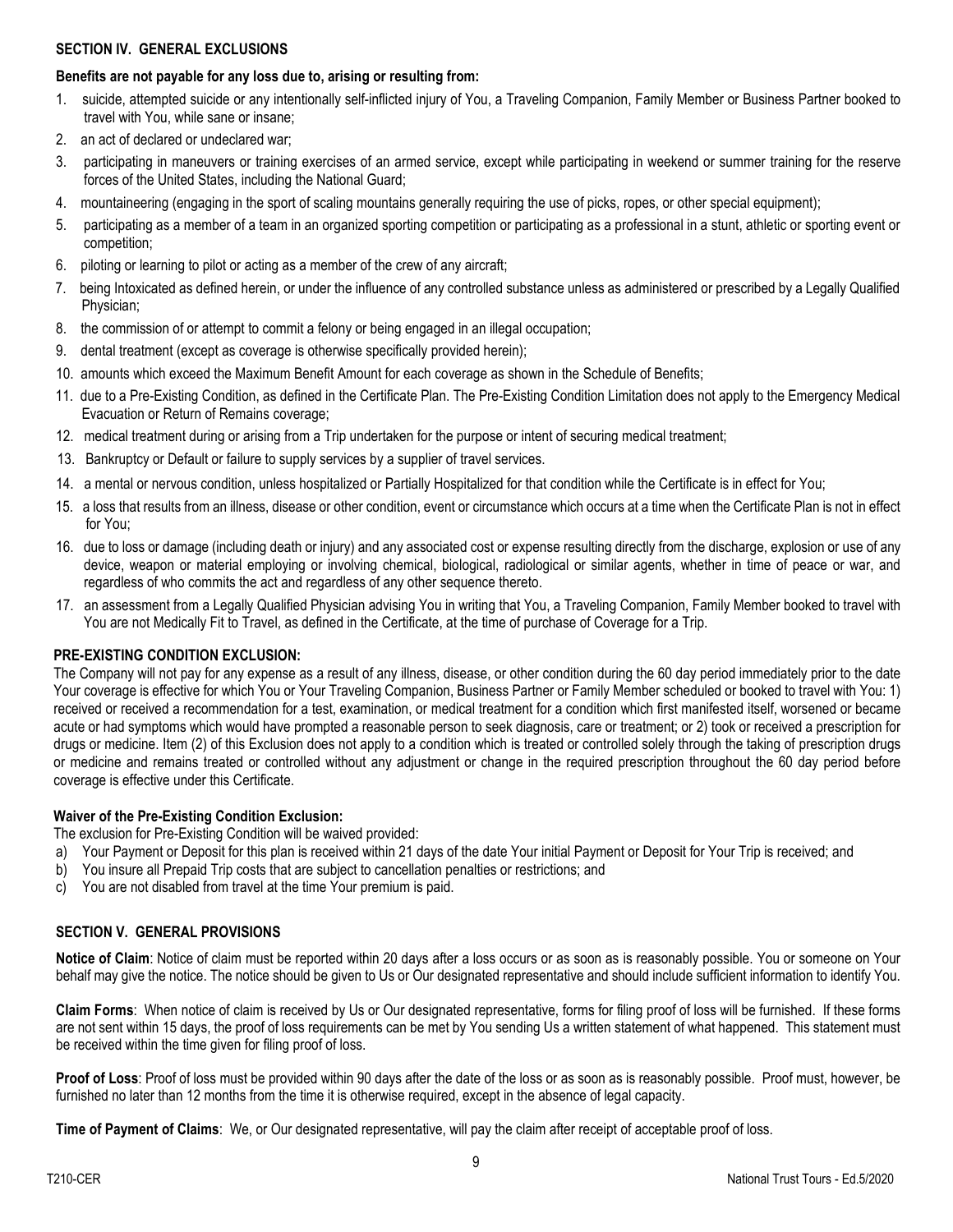## SECTION IV. GENERAL EXCLUSIONS

**Benefits are not payable for any loss due to, arising or resulting from:**

1. suicide, attempted suicide or any intentionally self-inflicted injury of You, a Traveling Companion, Family Member or Business Partner booked to travel with You, while sane or insane;
2. an act of declared or undeclared war;
3. participating in maneuvers or training exercises of an armed service, except while participating in weekend or summer training for the reserve forces of the United States, including the National Guard;
4. mountaineering (engaging in the sport of scaling mountains generally requiring the use of picks, ropes, or other special equipment);
5. participating as a member of a team in an organized sporting competition or participating as a professional in a stunt, athletic or sporting event or competition;
6. piloting or learning to pilot or acting as a member of the crew of any aircraft;
7. being Intoxicated as defined herein, or under the influence of any controlled substance unless as administered or prescribed by a Legally Qualified Physician;
8. the commission of or attempt to commit a felony or being engaged in an illegal occupation;
9. dental treatment (except as coverage is otherwise specifically provided herein);
10. amounts which exceed the Maximum Benefit Amount for each coverage as shown in the Schedule of Benefits;
11. due to a Pre-Existing Condition, as defined in the Certificate Plan. The Pre-Existing Condition Limitation does not apply to the Emergency Medical Evacuation or Return of Remains coverage;
12. medical treatment during or arising from a Trip undertaken for the purpose or intent of securing medical treatment;
13. Bankruptcy or Default or failure to supply services by a supplier of travel services.
14. a mental or nervous condition, unless hospitalized or Partially Hospitalized for that condition while the Certificate is in effect for You;
15. a loss that results from an illness, disease or other condition, event or circumstance which occurs at a time when the Certificate Plan is not in effect for You;
16. due to loss or damage (including death or injury) and any associated cost or expense resulting directly from the discharge, explosion or use of any device, weapon or material employing or involving chemical, biological, radiological or similar agents, whether in time of peace or war, and regardless of who commits the act and regardless of any other sequence thereto.
17. an assessment from a Legally Qualified Physician advising You in writing that You, a Traveling Companion, Family Member booked to travel with You are not Medically Fit to Travel, as defined in the Certificate, at the time of purchase of Coverage for a Trip.

### PRE-EXISTING CONDITION EXCLUSION:

The Company will not pay for any expense as a result of any illness, disease, or other condition during the 60 day period immediately prior to the date Your coverage is effective for which You or Your Traveling Companion, Business Partner or Family Member scheduled or booked to travel with You: 1) received or received a recommendation for a test, examination, or medical treatment for a condition which first manifested itself, worsened or became acute or had symptoms which would have prompted a reasonable person to seek diagnosis, care or treatment; or 2) took or received a prescription for drugs or medicine. Item (2) of this Exclusion does not apply to a condition which is treated or controlled solely through the taking of prescription drugs or medicine and remains treated or controlled without any adjustment or change in the required prescription throughout the 60 day period before coverage is effective under this Certificate.

### Waiver of the Pre-Existing Condition Exclusion:

The exclusion for Pre-Existing Condition will be waived provided:

a) Your Payment or Deposit for this plan is received within 21 days of the date Your initial Payment or Deposit for Your Trip is received; and
b) You insure all Prepaid Trip costs that are subject to cancellation penalties or restrictions; and
c) You are not disabled from travel at the time Your premium is paid.

## SECTION V. GENERAL PROVISIONS

**Notice of Claim**: Notice of claim must be reported within 20 days after a loss occurs or as soon as is reasonably possible. You or someone on Your behalf may give the notice. The notice should be given to Us or Our designated representative and should include sufficient information to identify You.

**Claim Forms**: When notice of claim is received by Us or Our designated representative, forms for filing proof of loss will be furnished. If these forms are not sent within 15 days, the proof of loss requirements can be met by You sending Us a written statement of what happened. This statement must be received within the time given for filing proof of loss.

**Proof of Loss**: Proof of loss must be provided within 90 days after the date of the loss or as soon as is reasonably possible. Proof must, however, be furnished no later than 12 months from the time it is otherwise required, except in the absence of legal capacity.

**Time of Payment of Claims**: We, or Our designated representative, will pay the claim after receipt of acceptable proof of loss.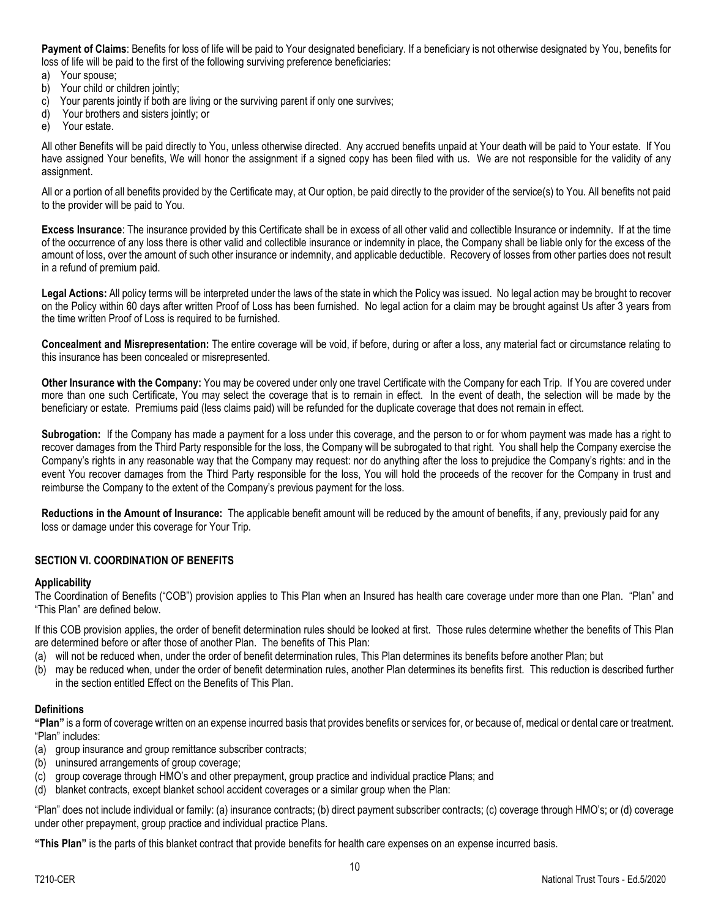**Payment of Claims**: Benefits for loss of life will be paid to Your designated beneficiary. If a beneficiary is not otherwise designated by You, benefits for loss of life will be paid to the first of the following surviving preference beneficiaries:

a) Your spouse;
b) Your child or children jointly;
c) Your parents jointly if both are living or the surviving parent if only one survives;
d) Your brothers and sisters jointly; or
e) Your estate.

All other Benefits will be paid directly to You, unless otherwise directed. Any accrued benefits unpaid at Your death will be paid to Your estate. If You have assigned Your benefits, We will honor the assignment if a signed copy has been filed with us. We are not responsible for the validity of any assignment.

All or a portion of all benefits provided by the Certificate may, at Our option, be paid directly to the provider of the service(s) to You. All benefits not paid to the provider will be paid to You.

**Excess Insurance**: The insurance provided by this Certificate shall be in excess of all other valid and collectible Insurance or indemnity. If at the time of the occurrence of any loss there is other valid and collectible insurance or indemnity in place, the Company shall be liable only for the excess of the amount of loss, over the amount of such other insurance or indemnity, and applicable deductible. Recovery of losses from other parties does not result in a refund of premium paid.

**Legal Actions:** All policy terms will be interpreted under the laws of the state in which the Policy was issued. No legal action may be brought to recover on the Policy within 60 days after written Proof of Loss has been furnished. No legal action for a claim may be brought against Us after 3 years from the time written Proof of Loss is required to be furnished.

**Concealment and Misrepresentation:** The entire coverage will be void, if before, during or after a loss, any material fact or circumstance relating to this insurance has been concealed or misrepresented.

**Other Insurance with the Company:** You may be covered under only one travel Certificate with the Company for each Trip. If You are covered under more than one such Certificate, You may select the coverage that is to remain in effect. In the event of death, the selection will be made by the beneficiary or estate. Premiums paid (less claims paid) will be refunded for the duplicate coverage that does not remain in effect.

**Subrogation:** If the Company has made a payment for a loss under this coverage, and the person to or for whom payment was made has a right to recover damages from the Third Party responsible for the loss, the Company will be subrogated to that right. You shall help the Company exercise the Company's rights in any reasonable way that the Company may request: nor do anything after the loss to prejudice the Company's rights: and in the event You recover damages from the Third Party responsible for the loss, You will hold the proceeds of the recover for the Company in trust and reimburse the Company to the extent of the Company's previous payment for the loss.

**Reductions in the Amount of Insurance:** The applicable benefit amount will be reduced by the amount of benefits, if any, previously paid for any loss or damage under this coverage for Your Trip.

## SECTION VI. COORDINATION OF BENEFITS

### Applicability

The Coordination of Benefits ("COB") provision applies to This Plan when an Insured has health care coverage under more than one Plan. "Plan" and "This Plan" are defined below.

If this COB provision applies, the order of benefit determination rules should be looked at first. Those rules determine whether the benefits of This Plan are determined before or after those of another Plan. The benefits of This Plan:

(a) will not be reduced when, under the order of benefit determination rules, This Plan determines its benefits before another Plan; but
(b) may be reduced when, under the order of benefit determination rules, another Plan determines its benefits first. This reduction is described further in the section entitled Effect on the Benefits of This Plan.

### Definitions

**"Plan"** is a form of coverage written on an expense incurred basis that provides benefits or services for, or because of, medical or dental care or treatment. "Plan" includes:

(a) group insurance and group remittance subscriber contracts;
(b) uninsured arrangements of group coverage;
(c) group coverage through HMO's and other prepayment, group practice and individual practice Plans; and
(d) blanket contracts, except blanket school accident coverages or a similar group when the Plan:

"Plan" does not include individual or family: (a) insurance contracts; (b) direct payment subscriber contracts; (c) coverage through HMO's; or (d) coverage under other prepayment, group practice and individual practice Plans.

**"This Plan"** is the parts of this blanket contract that provide benefits for health care expenses on an expense incurred basis.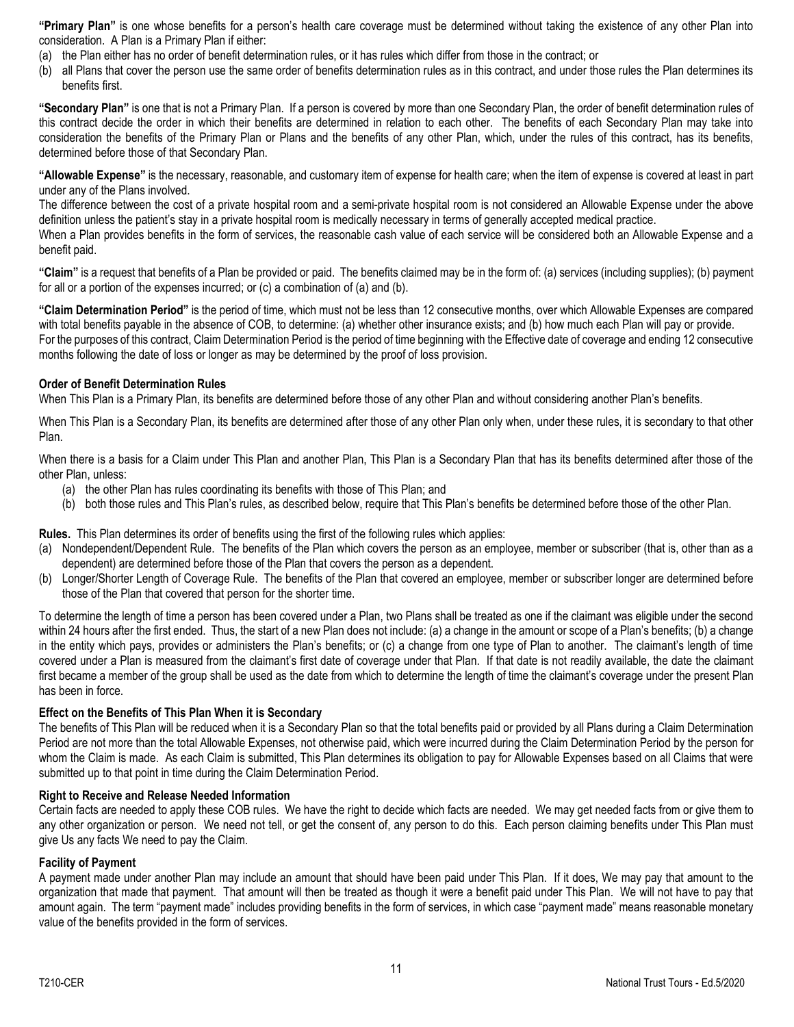**"Primary Plan"** is one whose benefits for a person's health care coverage must be determined without taking the existence of any other Plan into consideration. A Plan is a Primary Plan if either:

(a) the Plan either has no order of benefit determination rules, or it has rules which differ from those in the contract; or
(b) all Plans that cover the person use the same order of benefits determination rules as in this contract, and under those rules the Plan determines its benefits first.

**"Secondary Plan"** is one that is not a Primary Plan. If a person is covered by more than one Secondary Plan, the order of benefit determination rules of this contract decide the order in which their benefits are determined in relation to each other. The benefits of each Secondary Plan may take into consideration the benefits of the Primary Plan or Plans and the benefits of any other Plan, which, under the rules of this contract, has its benefits, determined before those of that Secondary Plan.

**"Allowable Expense"** is the necessary, reasonable, and customary item of expense for health care; when the item of expense is covered at least in part under any of the Plans involved.

The difference between the cost of a private hospital room and a semi-private hospital room is not considered an Allowable Expense under the above definition unless the patient's stay in a private hospital room is medically necessary in terms of generally accepted medical practice.

When a Plan provides benefits in the form of services, the reasonable cash value of each service will be considered both an Allowable Expense and a benefit paid.

**"Claim"** is a request that benefits of a Plan be provided or paid. The benefits claimed may be in the form of: (a) services (including supplies); (b) payment for all or a portion of the expenses incurred; or (c) a combination of (a) and (b).

**"Claim Determination Period"** is the period of time, which must not be less than 12 consecutive months, over which Allowable Expenses are compared with total benefits payable in the absence of COB, to determine: (a) whether other insurance exists; and (b) how much each Plan will pay or provide.

For the purposes of this contract, Claim Determination Period is the period of time beginning with the Effective date of coverage and ending 12 consecutive months following the date of loss or longer as may be determined by the proof of loss provision.

**Order of Benefit Determination Rules**

When This Plan is a Primary Plan, its benefits are determined before those of any other Plan and without considering another Plan's benefits.

When This Plan is a Secondary Plan, its benefits are determined after those of any other Plan only when, under these rules, it is secondary to that other Plan.

When there is a basis for a Claim under This Plan and another Plan, This Plan is a Secondary Plan that has its benefits determined after those of the other Plan, unless:

(a) the other Plan has rules coordinating its benefits with those of This Plan; and
(b) both those rules and This Plan's rules, as described below, require that This Plan's benefits be determined before those of the other Plan.

**Rules.** This Plan determines its order of benefits using the first of the following rules which applies:

(a) Nondependent/Dependent Rule. The benefits of the Plan which covers the person as an employee, member or subscriber (that is, other than as a dependent) are determined before those of the Plan that covers the person as a dependent.
(b) Longer/Shorter Length of Coverage Rule. The benefits of the Plan that covered an employee, member or subscriber longer are determined before those of the Plan that covered that person for the shorter time.

To determine the length of time a person has been covered under a Plan, two Plans shall be treated as one if the claimant was eligible under the second within 24 hours after the first ended. Thus, the start of a new Plan does not include: (a) a change in the amount or scope of a Plan's benefits; (b) a change in the entity which pays, provides or administers the Plan's benefits; or (c) a change from one type of Plan to another. The claimant's length of time covered under a Plan is measured from the claimant's first date of coverage under that Plan. If that date is not readily available, the date the claimant first became a member of the group shall be used as the date from which to determine the length of time the claimant's coverage under the present Plan has been in force.

**Effect on the Benefits of This Plan When it is Secondary**

The benefits of This Plan will be reduced when it is a Secondary Plan so that the total benefits paid or provided by all Plans during a Claim Determination Period are not more than the total Allowable Expenses, not otherwise paid, which were incurred during the Claim Determination Period by the person for whom the Claim is made. As each Claim is submitted, This Plan determines its obligation to pay for Allowable Expenses based on all Claims that were submitted up to that point in time during the Claim Determination Period.

**Right to Receive and Release Needed Information**

Certain facts are needed to apply these COB rules. We have the right to decide which facts are needed. We may get needed facts from or give them to any other organization or person. We need not tell, or get the consent of, any person to do this. Each person claiming benefits under This Plan must give Us any facts We need to pay the Claim.

**Facility of Payment**

A payment made under another Plan may include an amount that should have been paid under This Plan. If it does, We may pay that amount to the organization that made that payment. That amount will then be treated as though it were a benefit paid under This Plan. We will not have to pay that amount again. The term "payment made" includes providing benefits in the form of services, in which case "payment made" means reasonable monetary value of the benefits provided in the form of services.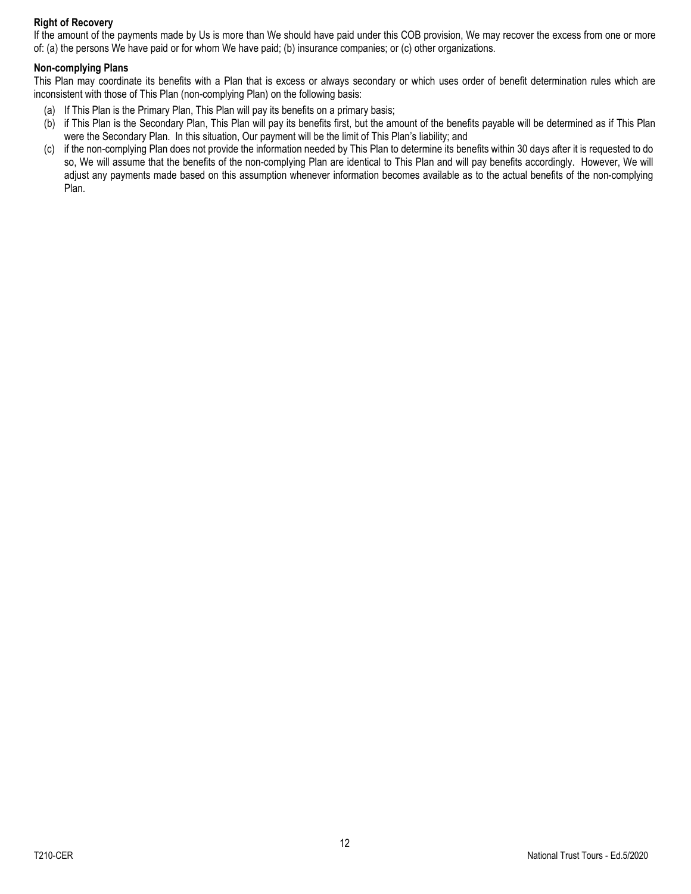**Right of Recovery**

If the amount of the payments made by Us is more than We should have paid under this COB provision, We may recover the excess from one or more of: (a) the persons We have paid or for whom We have paid; (b) insurance companies; or (c) other organizations.

**Non-complying Plans**

This Plan may coordinate its benefits with a Plan that is excess or always secondary or which uses order of benefit determination rules which are inconsistent with those of This Plan (non-complying Plan) on the following basis:

(a) If This Plan is the Primary Plan, This Plan will pay its benefits on a primary basis;

(b) if This Plan is the Secondary Plan, This Plan will pay its benefits first, but the amount of the benefits payable will be determined as if This Plan were the Secondary Plan. In this situation, Our payment will be the limit of This Plan's liability; and

(c) if the non-complying Plan does not provide the information needed by This Plan to determine its benefits within 30 days after it is requested to do so, We will assume that the benefits of the non-complying Plan are identical to This Plan and will pay benefits accordingly. However, We will adjust any payments made based on this assumption whenever information becomes available as to the actual benefits of the non-complying Plan.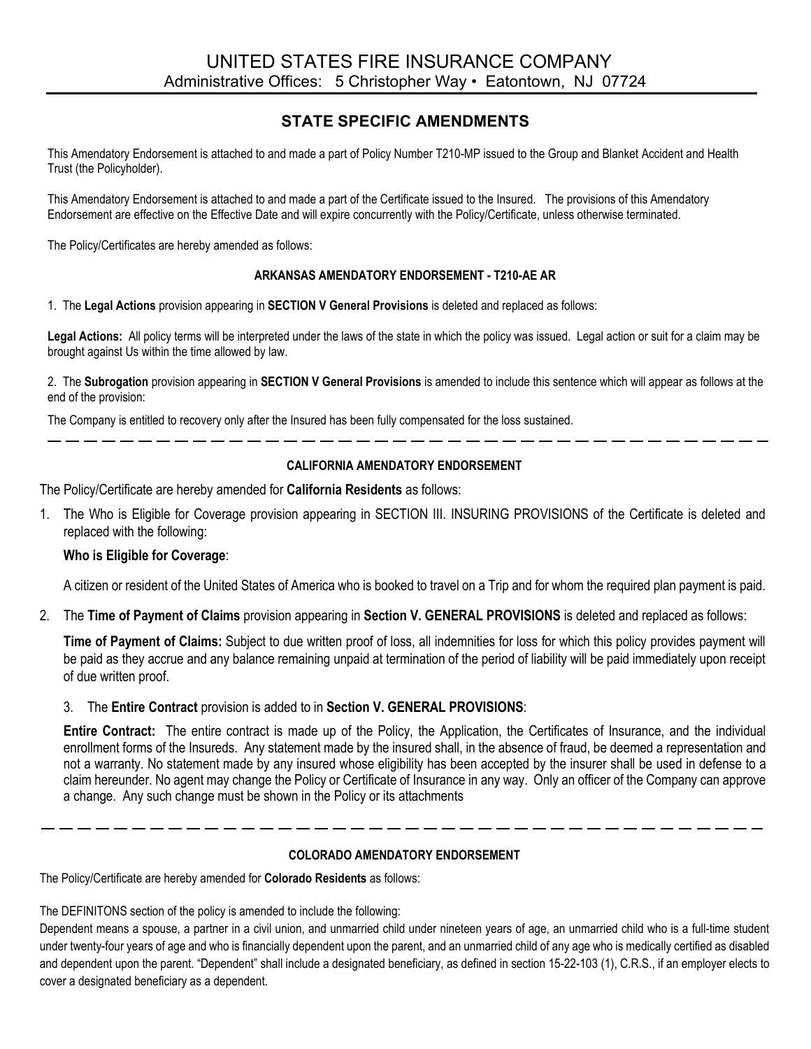# UNITED STATES FIRE INSURANCE COMPANY

Administrative Offices: 5 Christopher Way • Eatontown, NJ 07724

## STATE SPECIFIC AMENDMENTS

This Amendatory Endorsement is attached to and made a part of Policy Number T210-MP issued to the Group and Blanket Accident and Health Trust (the Policyholder).

This Amendatory Endorsement is attached to and made a part of the Certificate issued to the Insured. The provisions of this Amendatory Endorsement are effective on the Effective Date and will expire concurrently with the Policy/Certificate, unless otherwise terminated.

The Policy/Certificates are hereby amended as follows:

### ARKANSAS AMENDATORY ENDORSEMENT - T210-AE AR

1. The **Legal Actions** provision appearing in **SECTION V General Provisions** is deleted and replaced as follows:

**Legal Actions:** All policy terms will be interpreted under the laws of the state in which the policy was issued. Legal action or suit for a claim may be brought against Us within the time allowed by law.

2. The **Subrogation** provision appearing in **SECTION V General Provisions** is amended to include this sentence which will appear as follows at the end of the provision:

The Company is entitled to recovery only after the Insured has been fully compensated for the loss sustained.

---

### CALIFORNIA AMENDATORY ENDORSEMENT

The Policy/Certificate are hereby amended for **California Residents** as follows:

1. The Who is Eligible for Coverage provision appearing in SECTION III. INSURING PROVISIONS of the Certificate is deleted and replaced with the following:

   **Who is Eligible for Coverage**:

   A citizen or resident of the United States of America who is booked to travel on a Trip and for whom the required plan payment is paid.

2. The **Time of Payment of Claims** provision appearing in **Section V. GENERAL PROVISIONS** is deleted and replaced as follows:

   **Time of Payment of Claims:** Subject to due written proof of loss, all indemnities for loss for which this policy provides payment will be paid as they accrue and any balance remaining unpaid at termination of the period of liability will be paid immediately upon receipt of due written proof.

3. The **Entire Contract** provision is added to in **Section V. GENERAL PROVISIONS**:

   **Entire Contract:** The entire contract is made up of the Policy, the Application, the Certificates of Insurance, and the individual enrollment forms of the Insureds. Any statement made by the insured shall, in the absence of fraud, be deemed a representation and not a warranty. No statement made by any insured whose eligibility has been accepted by the insurer shall be used in defense to a claim hereunder. No agent may change the Policy or Certificate of Insurance in any way. Only an officer of the Company can approve a change. Any such change must be shown in the Policy or its attachments

---

### COLORADO AMENDATORY ENDORSEMENT

The Policy/Certificate are hereby amended for **Colorado Residents** as follows:

The DEFINITONS section of the policy is amended to include the following:

Dependent means a spouse, a partner in a civil union, and unmarried child under nineteen years of age, an unmarried child who is a full-time student under twenty-four years of age and who is financially dependent upon the parent, and an unmarried child of any age who is medically certified as disabled and dependent upon the parent. "Dependent" shall include a designated beneficiary, as defined in section 15-22-103 (1), C.R.S., if an employer elects to cover a designated beneficiary as a dependent.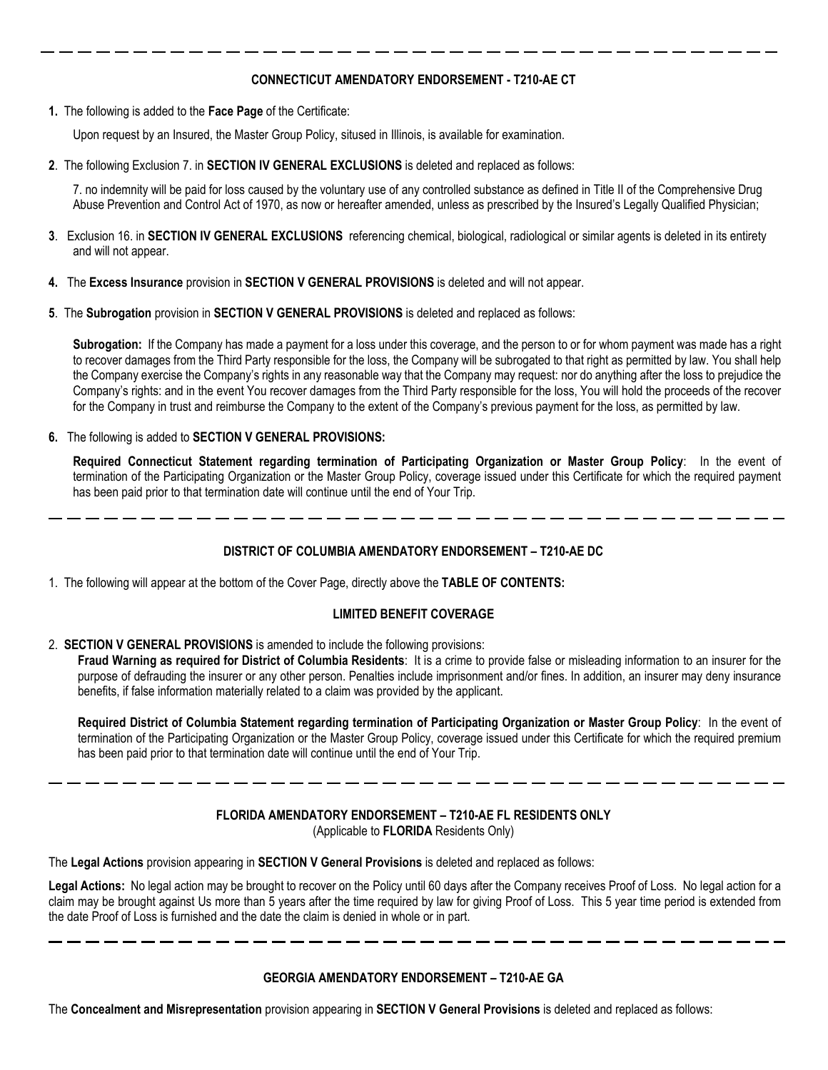---

**CONNECTICUT AMENDATORY ENDORSEMENT - T210-AE CT**

**1.** The following is added to the **Face Page** of the Certificate:

Upon request by an Insured, the Master Group Policy, sitused in Illinois, is available for examination.

**2**. The following Exclusion 7. in **SECTION IV GENERAL EXCLUSIONS** is deleted and replaced as follows:

7. no indemnity will be paid for loss caused by the voluntary use of any controlled substance as defined in Title II of the Comprehensive Drug Abuse Prevention and Control Act of 1970, as now or hereafter amended, unless as prescribed by the Insured's Legally Qualified Physician;

**3**. Exclusion 16. in **SECTION IV GENERAL EXCLUSIONS** referencing chemical, biological, radiological or similar agents is deleted in its entirety and will not appear.

**4.** The **Excess Insurance** provision in **SECTION V GENERAL PROVISIONS** is deleted and will not appear.

**5**. The **Subrogation** provision in **SECTION V GENERAL PROVISIONS** is deleted and replaced as follows:

**Subrogation:** If the Company has made a payment for a loss under this coverage, and the person to or for whom payment was made has a right to recover damages from the Third Party responsible for the loss, the Company will be subrogated to that right as permitted by law. You shall help the Company exercise the Company's rights in any reasonable way that the Company may request: nor do anything after the loss to prejudice the Company's rights: and in the event You recover damages from the Third Party responsible for the loss, You will hold the proceeds of the recover for the Company in trust and reimburse the Company to the extent of the Company's previous payment for the loss, as permitted by law.

**6.** The following is added to **SECTION V GENERAL PROVISIONS:**

**Required Connecticut Statement regarding termination of Participating Organization or Master Group Policy**: In the event of termination of the Participating Organization or the Master Group Policy, coverage issued under this Certificate for which the required payment has been paid prior to that termination date will continue until the end of Your Trip.

---

**DISTRICT OF COLUMBIA AMENDATORY ENDORSEMENT – T210-AE DC**

1. The following will appear at the bottom of the Cover Page, directly above the **TABLE OF CONTENTS:**

**LIMITED BENEFIT COVERAGE**

2. **SECTION V GENERAL PROVISIONS** is amended to include the following provisions:

**Fraud Warning as required for District of Columbia Residents**: It is a crime to provide false or misleading information to an insurer for the purpose of defrauding the insurer or any other person. Penalties include imprisonment and/or fines. In addition, an insurer may deny insurance benefits, if false information materially related to a claim was provided by the applicant.

**Required District of Columbia Statement regarding termination of Participating Organization or Master Group Policy**: In the event of termination of the Participating Organization or the Master Group Policy, coverage issued under this Certificate for which the required premium has been paid prior to that termination date will continue until the end of Your Trip.

---

**FLORIDA AMENDATORY ENDORSEMENT – T210-AE FL RESIDENTS ONLY**
(Applicable to **FLORIDA** Residents Only)

The **Legal Actions** provision appearing in **SECTION V General Provisions** is deleted and replaced as follows:

**Legal Actions:** No legal action may be brought to recover on the Policy until 60 days after the Company receives Proof of Loss. No legal action for a claim may be brought against Us more than 5 years after the time required by law for giving Proof of Loss. This 5 year time period is extended from the date Proof of Loss is furnished and the date the claim is denied in whole or in part.

---

**GEORGIA AMENDATORY ENDORSEMENT – T210-AE GA**

The **Concealment and Misrepresentation** provision appearing in **SECTION V General Provisions** is deleted and replaced as follows: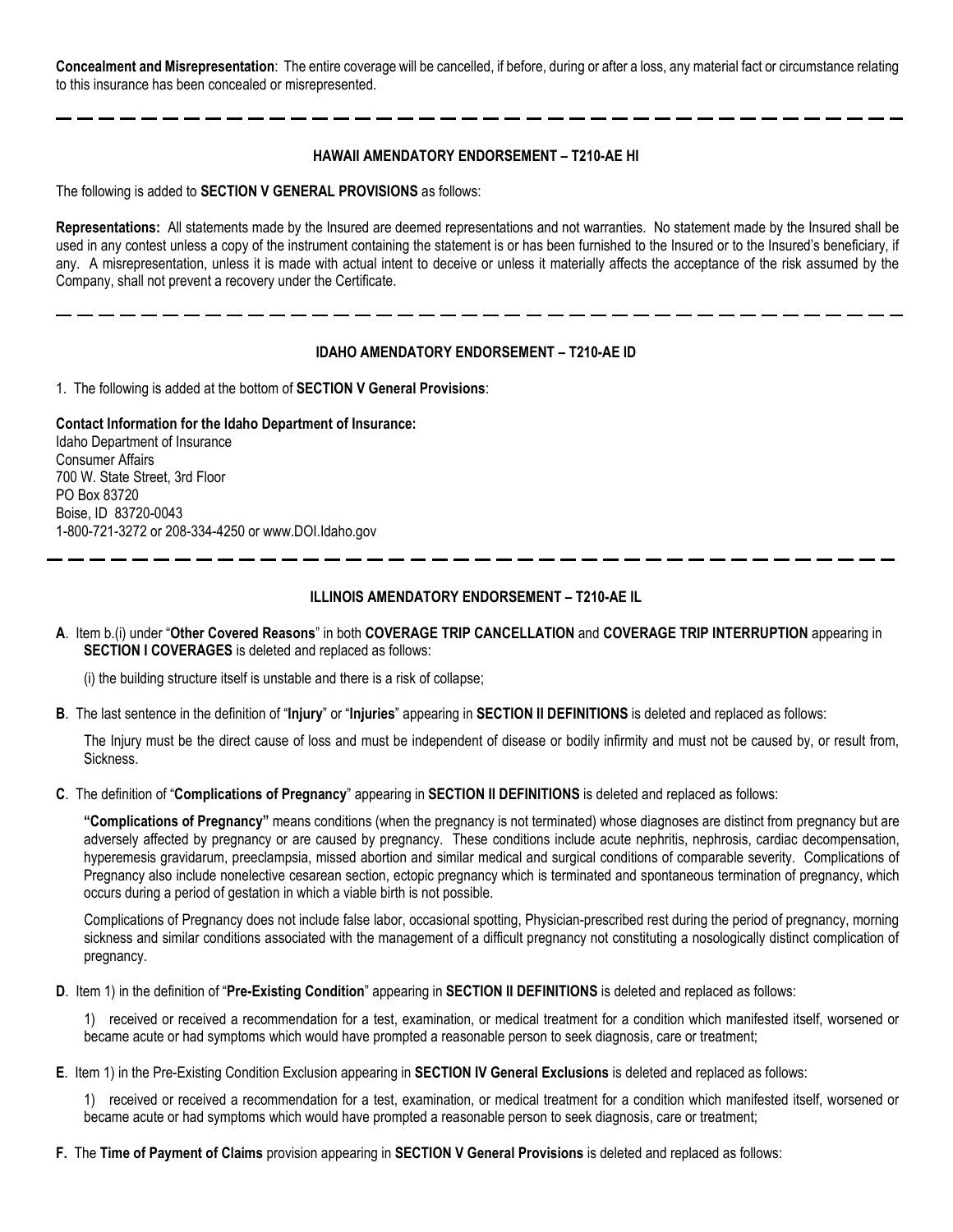**Concealment and Misrepresentation**: The entire coverage will be cancelled, if before, during or after a loss, any material fact or circumstance relating to this insurance has been concealed or misrepresented.

---

### HAWAII AMENDATORY ENDORSEMENT – T210-AE HI

The following is added to **SECTION V GENERAL PROVISIONS** as follows:

**Representations:** All statements made by the Insured are deemed representations and not warranties. No statement made by the Insured shall be used in any contest unless a copy of the instrument containing the statement is or has been furnished to the Insured or to the Insured's beneficiary, if any. A misrepresentation, unless it is made with actual intent to deceive or unless it materially affects the acceptance of the risk assumed by the Company, shall not prevent a recovery under the Certificate.

---

### IDAHO AMENDATORY ENDORSEMENT – T210-AE ID

1. The following is added at the bottom of **SECTION V General Provisions**:

**Contact Information for the Idaho Department of Insurance:**
Idaho Department of Insurance
Consumer Affairs
700 W. State Street, 3rd Floor
PO Box 83720
Boise, ID 83720-0043
1-800-721-3272 or 208-334-4250 or www.DOI.Idaho.gov

---

### ILLINOIS AMENDATORY ENDORSEMENT – T210-AE IL

**A**. Item b.(i) under "**Other Covered Reasons**" in both **COVERAGE TRIP CANCELLATION** and **COVERAGE TRIP INTERRUPTION** appearing in **SECTION I COVERAGES** is deleted and replaced as follows:

(i) the building structure itself is unstable and there is a risk of collapse;

**B**. The last sentence in the definition of "**Injury**" or "**Injuries**" appearing in **SECTION II DEFINITIONS** is deleted and replaced as follows:

The Injury must be the direct cause of loss and must be independent of disease or bodily infirmity and must not be caused by, or result from, Sickness.

**C**. The definition of "**Complications of Pregnancy**" appearing in **SECTION II DEFINITIONS** is deleted and replaced as follows:

**"Complications of Pregnancy"** means conditions (when the pregnancy is not terminated) whose diagnoses are distinct from pregnancy but are adversely affected by pregnancy or are caused by pregnancy. These conditions include acute nephritis, nephrosis, cardiac decompensation, hyperemesis gravidarum, preeclampsia, missed abortion and similar medical and surgical conditions of comparable severity. Complications of Pregnancy also include nonelective cesarean section, ectopic pregnancy which is terminated and spontaneous termination of pregnancy, which occurs during a period of gestation in which a viable birth is not possible.

Complications of Pregnancy does not include false labor, occasional spotting, Physician-prescribed rest during the period of pregnancy, morning sickness and similar conditions associated with the management of a difficult pregnancy not constituting a nosologically distinct complication of pregnancy.

**D**. Item 1) in the definition of "**Pre-Existing Condition**" appearing in **SECTION II DEFINITIONS** is deleted and replaced as follows:

1) received or received a recommendation for a test, examination, or medical treatment for a condition which manifested itself, worsened or became acute or had symptoms which would have prompted a reasonable person to seek diagnosis, care or treatment;

**E**. Item 1) in the Pre-Existing Condition Exclusion appearing in **SECTION IV General Exclusions** is deleted and replaced as follows:

1) received or received a recommendation for a test, examination, or medical treatment for a condition which manifested itself, worsened or became acute or had symptoms which would have prompted a reasonable person to seek diagnosis, care or treatment;

**F.** The **Time of Payment of Claims** provision appearing in **SECTION V General Provisions** is deleted and replaced as follows: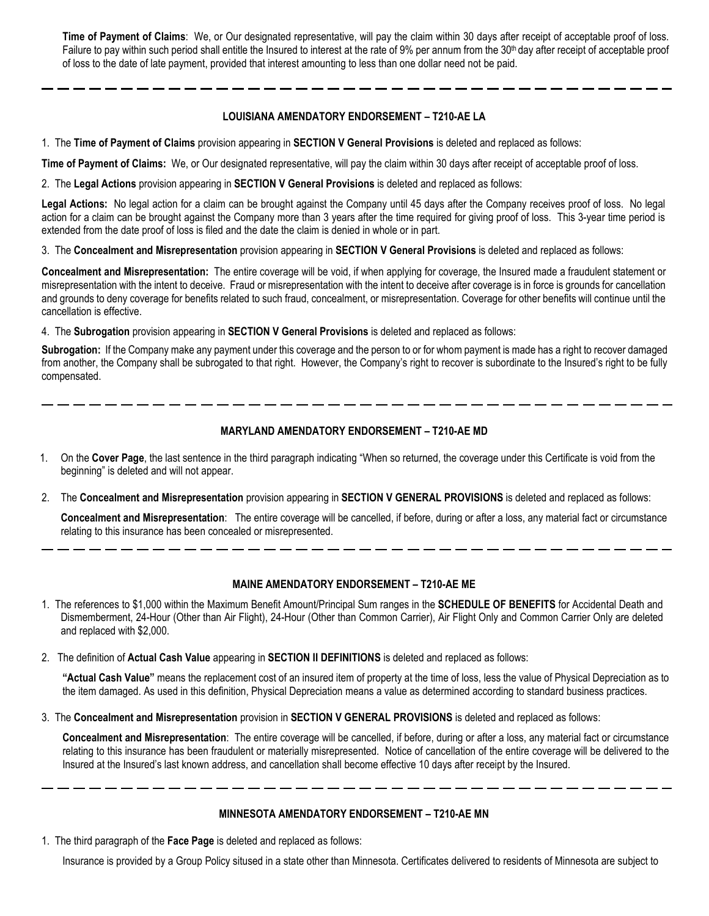**Time of Payment of Claims**: We, or Our designated representative, will pay the claim within 30 days after receipt of acceptable proof of loss. Failure to pay within such period shall entitle the Insured to interest at the rate of 9% per annum from the 30th day after receipt of acceptable proof of loss to the date of late payment, provided that interest amounting to less than one dollar need not be paid.

---

### LOUISIANA AMENDATORY ENDORSEMENT – T210-AE LA

1. The **Time of Payment of Claims** provision appearing in **SECTION V General Provisions** is deleted and replaced as follows:

**Time of Payment of Claims:** We, or Our designated representative, will pay the claim within 30 days after receipt of acceptable proof of loss.

2. The **Legal Actions** provision appearing in **SECTION V General Provisions** is deleted and replaced as follows:

**Legal Actions:** No legal action for a claim can be brought against the Company until 45 days after the Company receives proof of loss. No legal action for a claim can be brought against the Company more than 3 years after the time required for giving proof of loss. This 3-year time period is extended from the date proof of loss is filed and the date the claim is denied in whole or in part.

3. The **Concealment and Misrepresentation** provision appearing in **SECTION V General Provisions** is deleted and replaced as follows:

**Concealment and Misrepresentation:** The entire coverage will be void, if when applying for coverage, the Insured made a fraudulent statement or misrepresentation with the intent to deceive. Fraud or misrepresentation with the intent to deceive after coverage is in force is grounds for cancellation and grounds to deny coverage for benefits related to such fraud, concealment, or misrepresentation. Coverage for other benefits will continue until the cancellation is effective.

4. The **Subrogation** provision appearing in **SECTION V General Provisions** is deleted and replaced as follows:

**Subrogation:** If the Company make any payment under this coverage and the person to or for whom payment is made has a right to recover damaged from another, the Company shall be subrogated to that right. However, the Company's right to recover is subordinate to the Insured's right to be fully compensated.

---

### MARYLAND AMENDATORY ENDORSEMENT – T210-AE MD

1. On the **Cover Page**, the last sentence in the third paragraph indicating "When so returned, the coverage under this Certificate is void from the beginning" is deleted and will not appear.

2. The **Concealment and Misrepresentation** provision appearing in **SECTION V GENERAL PROVISIONS** is deleted and replaced as follows:

   **Concealment and Misrepresentation**: The entire coverage will be cancelled, if before, during or after a loss, any material fact or circumstance relating to this insurance has been concealed or misrepresented.

---

### MAINE AMENDATORY ENDORSEMENT – T210-AE ME

1. The references to $1,000 within the Maximum Benefit Amount/Principal Sum ranges in the **SCHEDULE OF BENEFITS** for Accidental Death and Dismemberment, 24-Hour (Other than Air Flight), 24-Hour (Other than Common Carrier), Air Flight Only and Common Carrier Only are deleted and replaced with $2,000.

2. The definition of **Actual Cash Value** appearing in **SECTION II DEFINITIONS** is deleted and replaced as follows:

   **"Actual Cash Value"** means the replacement cost of an insured item of property at the time of loss, less the value of Physical Depreciation as to the item damaged. As used in this definition, Physical Depreciation means a value as determined according to standard business practices.

3. The **Concealment and Misrepresentation** provision in **SECTION V GENERAL PROVISIONS** is deleted and replaced as follows:

   **Concealment and Misrepresentation**: The entire coverage will be cancelled, if before, during or after a loss, any material fact or circumstance relating to this insurance has been fraudulent or materially misrepresented. Notice of cancellation of the entire coverage will be delivered to the Insured at the Insured's last known address, and cancellation shall become effective 10 days after receipt by the Insured.

---

### MINNESOTA AMENDATORY ENDORSEMENT – T210-AE MN

1. The third paragraph of the **Face Page** is deleted and replaced as follows:

   Insurance is provided by a Group Policy sitused in a state other than Minnesota. Certificates delivered to residents of Minnesota are subject to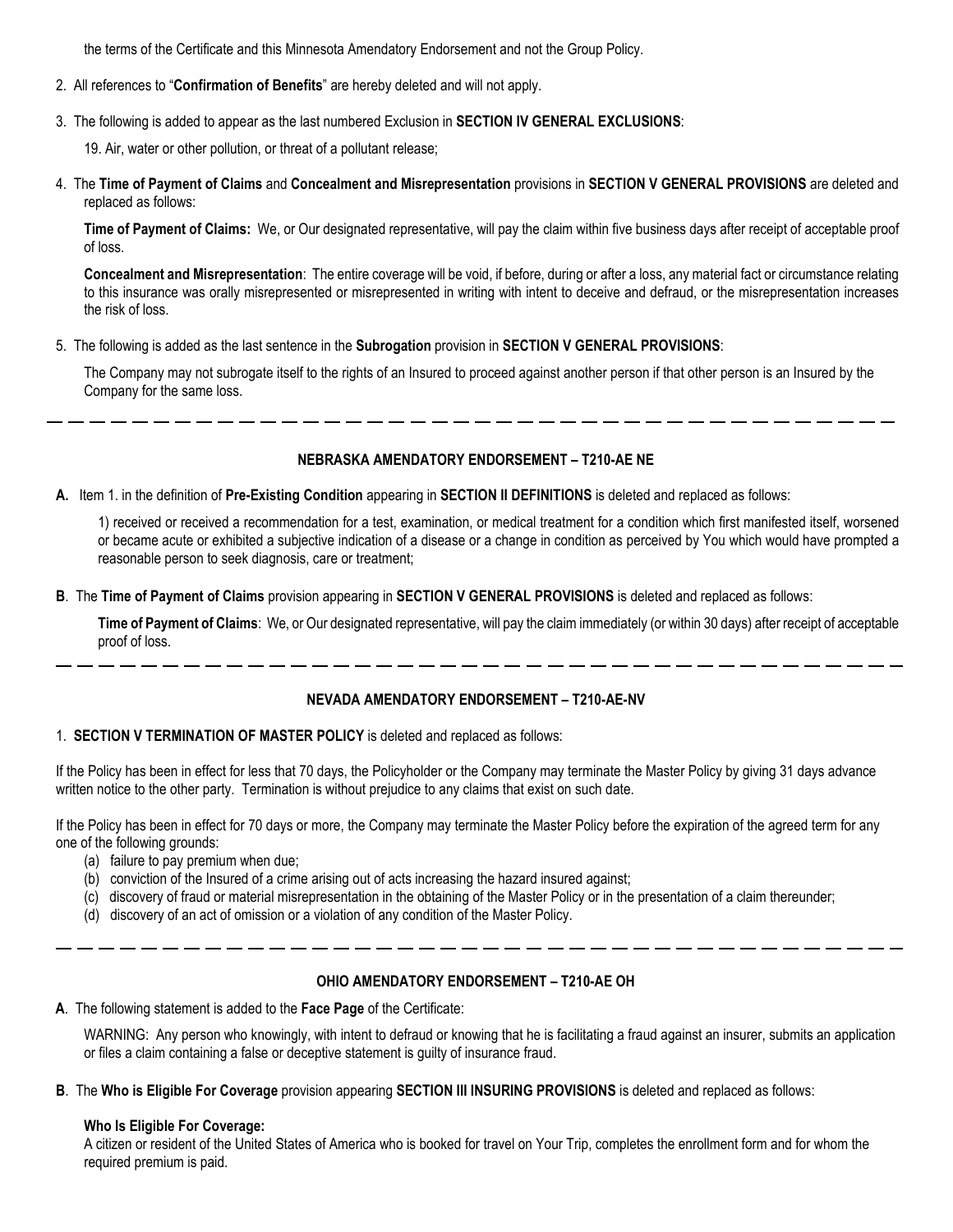the terms of the Certificate and this Minnesota Amendatory Endorsement and not the Group Policy.

2. All references to "**Confirmation of Benefits**" are hereby deleted and will not apply.

3. The following is added to appear as the last numbered Exclusion in **SECTION IV GENERAL EXCLUSIONS**:

   19. Air, water or other pollution, or threat of a pollutant release;

4. The **Time of Payment of Claims** and **Concealment and Misrepresentation** provisions in **SECTION V GENERAL PROVISIONS** are deleted and replaced as follows:

   **Time of Payment of Claims:** We, or Our designated representative, will pay the claim within five business days after receipt of acceptable proof of loss.

   **Concealment and Misrepresentation**: The entire coverage will be void, if before, during or after a loss, any material fact or circumstance relating to this insurance was orally misrepresented or misrepresented in writing with intent to deceive and defraud, or the misrepresentation increases the risk of loss.

5. The following is added as the last sentence in the **Subrogation** provision in **SECTION V GENERAL PROVISIONS**:

   The Company may not subrogate itself to the rights of an Insured to proceed against another person if that other person is an Insured by the Company for the same loss.

---

### NEBRASKA AMENDATORY ENDORSEMENT – T210-AE NE

**A.** Item 1. in the definition of **Pre-Existing Condition** appearing in **SECTION II DEFINITIONS** is deleted and replaced as follows:

1) received or received a recommendation for a test, examination, or medical treatment for a condition which first manifested itself, worsened or became acute or exhibited a subjective indication of a disease or a change in condition as perceived by You which would have prompted a reasonable person to seek diagnosis, care or treatment;

**B**. The **Time of Payment of Claims** provision appearing in **SECTION V GENERAL PROVISIONS** is deleted and replaced as follows:

**Time of Payment of Claims**: We, or Our designated representative, will pay the claim immediately (or within 30 days) after receipt of acceptable proof of loss.

---

### NEVADA AMENDATORY ENDORSEMENT – T210-AE-NV

1. **SECTION V TERMINATION OF MASTER POLICY** is deleted and replaced as follows:

If the Policy has been in effect for less that 70 days, the Policyholder or the Company may terminate the Master Policy by giving 31 days advance written notice to the other party. Termination is without prejudice to any claims that exist on such date.

If the Policy has been in effect for 70 days or more, the Company may terminate the Master Policy before the expiration of the agreed term for any one of the following grounds:

(a) failure to pay premium when due;
(b) conviction of the Insured of a crime arising out of acts increasing the hazard insured against;
(c) discovery of fraud or material misrepresentation in the obtaining of the Master Policy or in the presentation of a claim thereunder;
(d) discovery of an act of omission or a violation of any condition of the Master Policy.

---

### OHIO AMENDATORY ENDORSEMENT – T210-AE OH

**A**. The following statement is added to the **Face Page** of the Certificate:

WARNING: Any person who knowingly, with intent to defraud or knowing that he is facilitating a fraud against an insurer, submits an application or files a claim containing a false or deceptive statement is guilty of insurance fraud.

**B**. The **Who is Eligible For Coverage** provision appearing **SECTION III INSURING PROVISIONS** is deleted and replaced as follows:

**Who Is Eligible For Coverage:**
A citizen or resident of the United States of America who is booked for travel on Your Trip, completes the enrollment form and for whom the required premium is paid.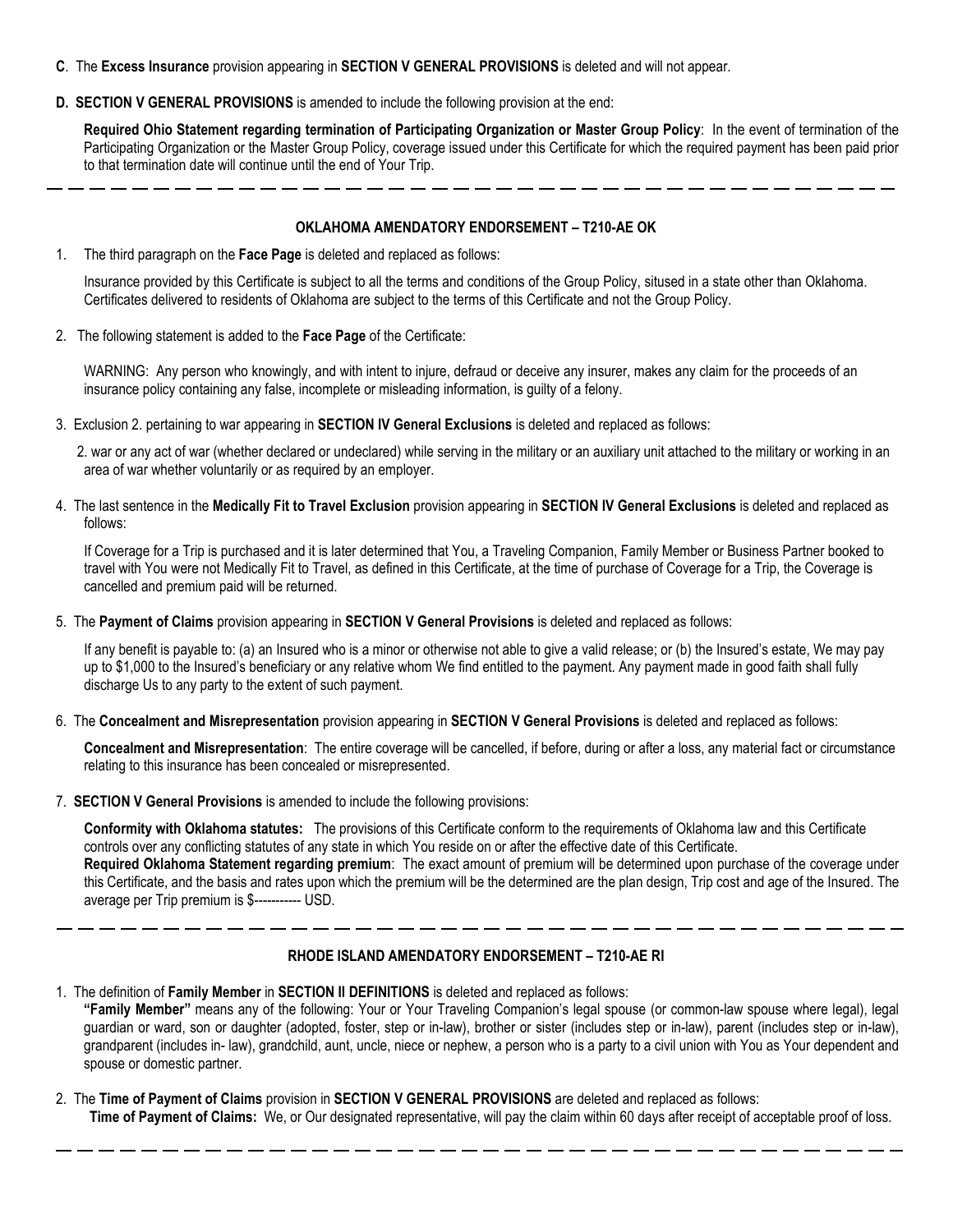**C**. The **Excess Insurance** provision appearing in **SECTION V GENERAL PROVISIONS** is deleted and will not appear.

**D. SECTION V GENERAL PROVISIONS** is amended to include the following provision at the end:

**Required Ohio Statement regarding termination of Participating Organization or Master Group Policy**: In the event of termination of the Participating Organization or the Master Group Policy, coverage issued under this Certificate for which the required payment has been paid prior to that termination date will continue until the end of Your Trip.

---

### OKLAHOMA AMENDATORY ENDORSEMENT – T210-AE OK

1. The third paragraph on the **Face Page** is deleted and replaced as follows:

   Insurance provided by this Certificate is subject to all the terms and conditions of the Group Policy, sitused in a state other than Oklahoma. Certificates delivered to residents of Oklahoma are subject to the terms of this Certificate and not the Group Policy.

2. The following statement is added to the **Face Page** of the Certificate:

   WARNING: Any person who knowingly, and with intent to injure, defraud or deceive any insurer, makes any claim for the proceeds of an insurance policy containing any false, incomplete or misleading information, is guilty of a felony.

3. Exclusion 2. pertaining to war appearing in **SECTION IV General Exclusions** is deleted and replaced as follows:

   2. war or any act of war (whether declared or undeclared) while serving in the military or an auxiliary unit attached to the military or working in an area of war whether voluntarily or as required by an employer.

4. The last sentence in the **Medically Fit to Travel Exclusion** provision appearing in **SECTION IV General Exclusions** is deleted and replaced as follows:

   If Coverage for a Trip is purchased and it is later determined that You, a Traveling Companion, Family Member or Business Partner booked to travel with You were not Medically Fit to Travel, as defined in this Certificate, at the time of purchase of Coverage for a Trip, the Coverage is cancelled and premium paid will be returned.

5. The **Payment of Claims** provision appearing in **SECTION V General Provisions** is deleted and replaced as follows:

   If any benefit is payable to: (a) an Insured who is a minor or otherwise not able to give a valid release; or (b) the Insured's estate, We may pay up to $1,000 to the Insured's beneficiary or any relative whom We find entitled to the payment. Any payment made in good faith shall fully discharge Us to any party to the extent of such payment.

6. The **Concealment and Misrepresentation** provision appearing in **SECTION V General Provisions** is deleted and replaced as follows:

   **Concealment and Misrepresentation**: The entire coverage will be cancelled, if before, during or after a loss, any material fact or circumstance relating to this insurance has been concealed or misrepresented.

7. **SECTION V General Provisions** is amended to include the following provisions:

   **Conformity with Oklahoma statutes:** The provisions of this Certificate conform to the requirements of Oklahoma law and this Certificate controls over any conflicting statutes of any state in which You reside on or after the effective date of this Certificate.
   **Required Oklahoma Statement regarding premium**: The exact amount of premium will be determined upon purchase of the coverage under this Certificate, and the basis and rates upon which the premium will be the determined are the plan design, Trip cost and age of the Insured. The average per Trip premium is $----------- USD.

---

### RHODE ISLAND AMENDATORY ENDORSEMENT – T210-AE RI

1. The definition of **Family Member** in **SECTION II DEFINITIONS** is deleted and replaced as follows:
   **"Family Member"** means any of the following: Your or Your Traveling Companion's legal spouse (or common-law spouse where legal), legal guardian or ward, son or daughter (adopted, foster, step or in-law), brother or sister (includes step or in-law), parent (includes step or in-law), grandparent (includes in- law), grandchild, aunt, uncle, niece or nephew, a person who is a party to a civil union with You as Your dependent and spouse or domestic partner.

2. The **Time of Payment of Claims** provision in **SECTION V GENERAL PROVISIONS** are deleted and replaced as follows:
   **Time of Payment of Claims:** We, or Our designated representative, will pay the claim within 60 days after receipt of acceptable proof of loss.

---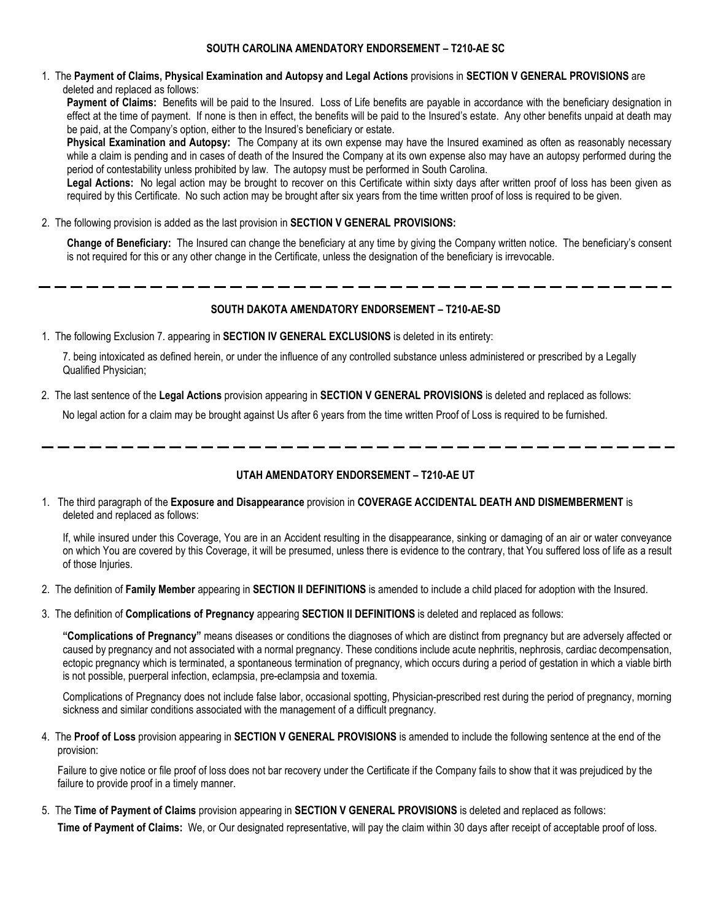## SOUTH CAROLINA AMENDATORY ENDORSEMENT – T210-AE SC

1. The **Payment of Claims, Physical Examination and Autopsy and Legal Actions** provisions in **SECTION V GENERAL PROVISIONS** are deleted and replaced as follows:

   **Payment of Claims:** Benefits will be paid to the Insured. Loss of Life benefits are payable in accordance with the beneficiary designation in effect at the time of payment. If none is then in effect, the benefits will be paid to the Insured's estate. Any other benefits unpaid at death may be paid, at the Company's option, either to the Insured's beneficiary or estate.

   **Physical Examination and Autopsy:** The Company at its own expense may have the Insured examined as often as reasonably necessary while a claim is pending and in cases of death of the Insured the Company at its own expense also may have an autopsy performed during the period of contestability unless prohibited by law. The autopsy must be performed in South Carolina.

   **Legal Actions:** No legal action may be brought to recover on this Certificate within sixty days after written proof of loss has been given as required by this Certificate. No such action may be brought after six years from the time written proof of loss is required to be given.

2. The following provision is added as the last provision in **SECTION V GENERAL PROVISIONS:**

   **Change of Beneficiary:** The Insured can change the beneficiary at any time by giving the Company written notice. The beneficiary's consent is not required for this or any other change in the Certificate, unless the designation of the beneficiary is irrevocable.

---

## SOUTH DAKOTA AMENDATORY ENDORSEMENT – T210-AE-SD

1. The following Exclusion 7. appearing in **SECTION IV GENERAL EXCLUSIONS** is deleted in its entirety:

   7. being intoxicated as defined herein, or under the influence of any controlled substance unless administered or prescribed by a Legally Qualified Physician;

2. The last sentence of the **Legal Actions** provision appearing in **SECTION V GENERAL PROVISIONS** is deleted and replaced as follows:

   No legal action for a claim may be brought against Us after 6 years from the time written Proof of Loss is required to be furnished.

---

## UTAH AMENDATORY ENDORSEMENT – T210-AE UT

1. The third paragraph of the **Exposure and Disappearance** provision in **COVERAGE ACCIDENTAL DEATH AND DISMEMBERMENT** is deleted and replaced as follows:

   If, while insured under this Coverage, You are in an Accident resulting in the disappearance, sinking or damaging of an air or water conveyance on which You are covered by this Coverage, it will be presumed, unless there is evidence to the contrary, that You suffered loss of life as a result of those Injuries.

2. The definition of **Family Member** appearing in **SECTION II DEFINITIONS** is amended to include a child placed for adoption with the Insured.

3. The definition of **Complications of Pregnancy** appearing **SECTION II DEFINITIONS** is deleted and replaced as follows:

   **"Complications of Pregnancy"** means diseases or conditions the diagnoses of which are distinct from pregnancy but are adversely affected or caused by pregnancy and not associated with a normal pregnancy. These conditions include acute nephritis, nephrosis, cardiac decompensation, ectopic pregnancy which is terminated, a spontaneous termination of pregnancy, which occurs during a period of gestation in which a viable birth is not possible, puerperal infection, eclampsia, pre-eclampsia and toxemia.

   Complications of Pregnancy does not include false labor, occasional spotting, Physician-prescribed rest during the period of pregnancy, morning sickness and similar conditions associated with the management of a difficult pregnancy.

4. The **Proof of Loss** provision appearing in **SECTION V GENERAL PROVISIONS** is amended to include the following sentence at the end of the provision:

   Failure to give notice or file proof of loss does not bar recovery under the Certificate if the Company fails to show that it was prejudiced by the failure to provide proof in a timely manner.

5. The **Time of Payment of Claims** provision appearing in **SECTION V GENERAL PROVISIONS** is deleted and replaced as follows:

   **Time of Payment of Claims:** We, or Our designated representative, will pay the claim within 30 days after receipt of acceptable proof of loss.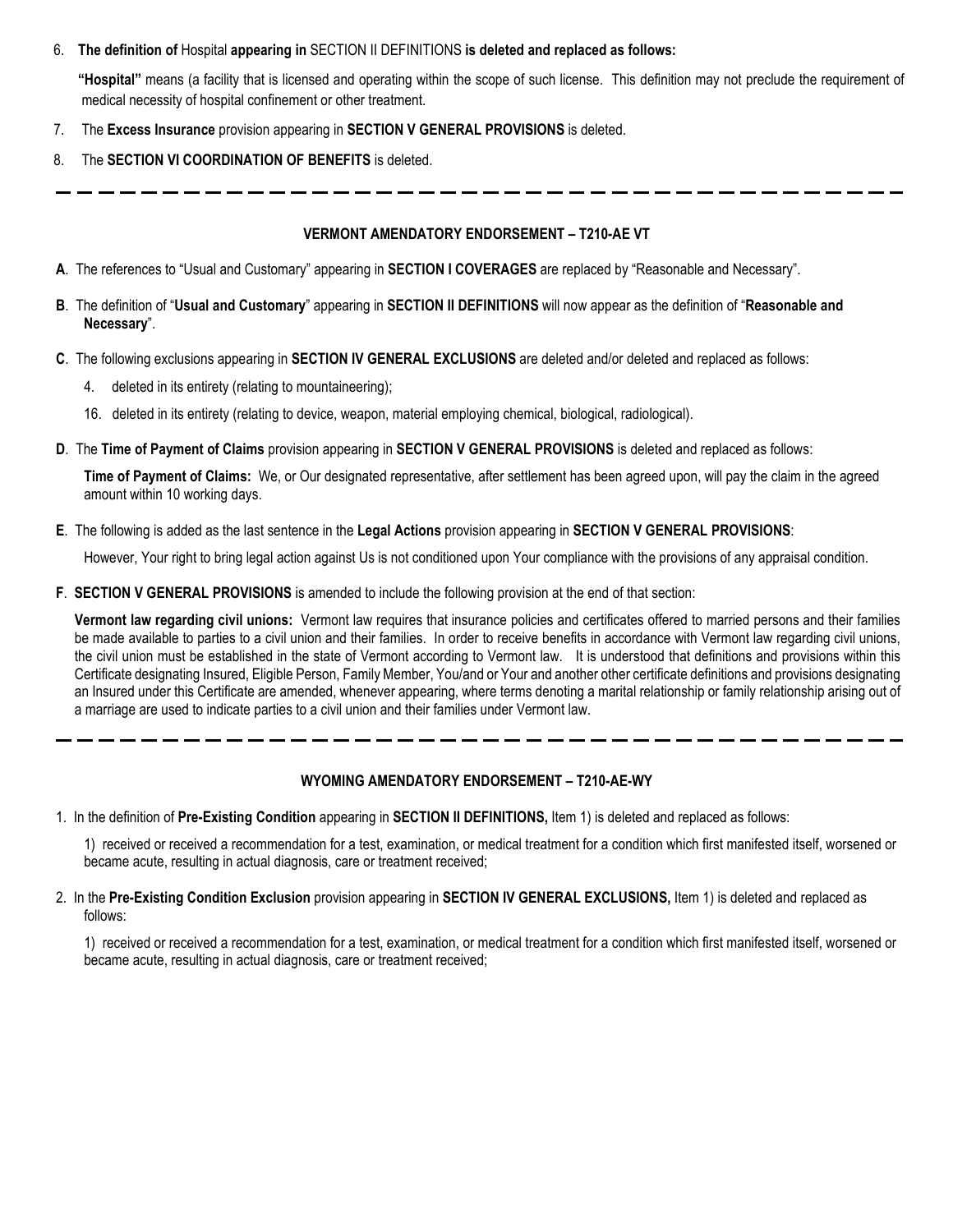6. **The definition of** Hospital **appearing in** SECTION II DEFINITIONS **is deleted and replaced as follows:**

   **"Hospital"** means (a facility that is licensed and operating within the scope of such license. This definition may not preclude the requirement of medical necessity of hospital confinement or other treatment.

7. The **Excess Insurance** provision appearing in **SECTION V GENERAL PROVISIONS** is deleted.

8. The **SECTION VI COORDINATION OF BENEFITS** is deleted.

---

### VERMONT AMENDATORY ENDORSEMENT – T210-AE VT

**A**. The references to "Usual and Customary" appearing in **SECTION I COVERAGES** are replaced by "Reasonable and Necessary".

**B**. The definition of "**Usual and Customary**" appearing in **SECTION II DEFINITIONS** will now appear as the definition of "**Reasonable and Necessary**".

**C**. The following exclusions appearing in **SECTION IV GENERAL EXCLUSIONS** are deleted and/or deleted and replaced as follows:

4. deleted in its entirety (relating to mountaineering);

16. deleted in its entirety (relating to device, weapon, material employing chemical, biological, radiological).

**D**. The **Time of Payment of Claims** provision appearing in **SECTION V GENERAL PROVISIONS** is deleted and replaced as follows:

**Time of Payment of Claims:** We, or Our designated representative, after settlement has been agreed upon, will pay the claim in the agreed amount within 10 working days.

**E**. The following is added as the last sentence in the **Legal Actions** provision appearing in **SECTION V GENERAL PROVISIONS**:

However, Your right to bring legal action against Us is not conditioned upon Your compliance with the provisions of any appraisal condition.

**F**. **SECTION V GENERAL PROVISIONS** is amended to include the following provision at the end of that section:

**Vermont law regarding civil unions:** Vermont law requires that insurance policies and certificates offered to married persons and their families be made available to parties to a civil union and their families. In order to receive benefits in accordance with Vermont law regarding civil unions, the civil union must be established in the state of Vermont according to Vermont law. It is understood that definitions and provisions within this Certificate designating Insured, Eligible Person, Family Member, You/and or Your and another other certificate definitions and provisions designating an Insured under this Certificate are amended, whenever appearing, where terms denoting a marital relationship or family relationship arising out of a marriage are used to indicate parties to a civil union and their families under Vermont law.

---

### WYOMING AMENDATORY ENDORSEMENT – T210-AE-WY

1. In the definition of **Pre-Existing Condition** appearing in **SECTION II DEFINITIONS,** Item 1) is deleted and replaced as follows:

   1) received or received a recommendation for a test, examination, or medical treatment for a condition which first manifested itself, worsened or became acute, resulting in actual diagnosis, care or treatment received;

2. In the **Pre-Existing Condition Exclusion** provision appearing in **SECTION IV GENERAL EXCLUSIONS,** Item 1) is deleted and replaced as follows:

   1) received or received a recommendation for a test, examination, or medical treatment for a condition which first manifested itself, worsened or became acute, resulting in actual diagnosis, care or treatment received;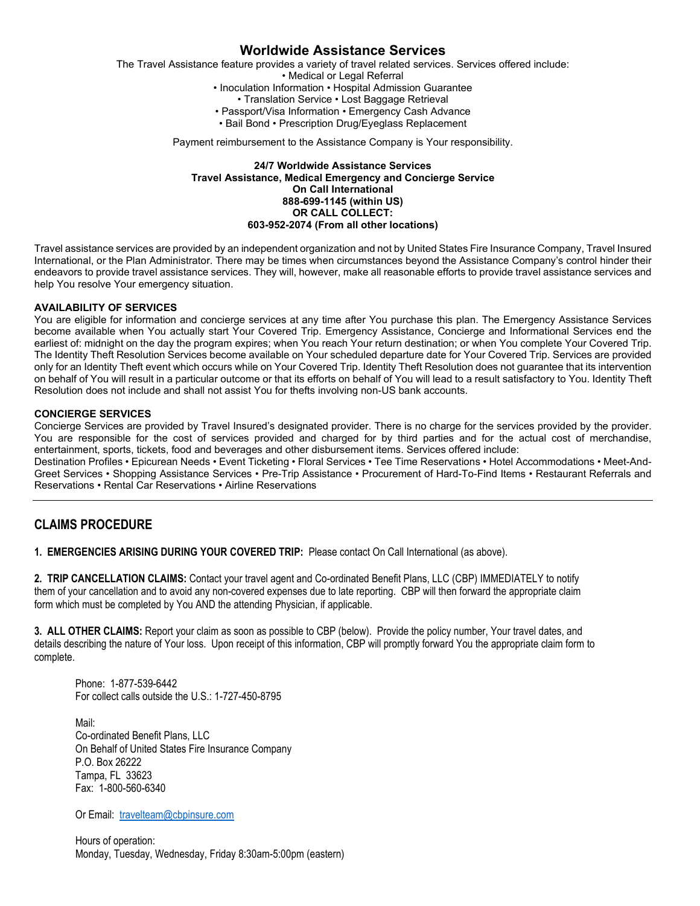# Worldwide Assistance Services

The Travel Assistance feature provides a variety of travel related services. Services offered include:

• Medical or Legal Referral
• Inoculation Information • Hospital Admission Guarantee
• Translation Service • Lost Baggage Retrieval
• Passport/Visa Information • Emergency Cash Advance
• Bail Bond • Prescription Drug/Eyeglass Replacement

Payment reimbursement to the Assistance Company is Your responsibility.

**24/7 Worldwide Assistance Services**
**Travel Assistance, Medical Emergency and Concierge Service**
**On Call International**
**888-699-1145 (within US)**
**OR CALL COLLECT:**
**603-952-2074 (From all other locations)**

Travel assistance services are provided by an independent organization and not by United States Fire Insurance Company, Travel Insured International, or the Plan Administrator. There may be times when circumstances beyond the Assistance Company's control hinder their endeavors to provide travel assistance services. They will, however, make all reasonable efforts to provide travel assistance services and help You resolve Your emergency situation.

**AVAILABILITY OF SERVICES**

You are eligible for information and concierge services at any time after You purchase this plan. The Emergency Assistance Services become available when You actually start Your Covered Trip. Emergency Assistance, Concierge and Informational Services end the earliest of: midnight on the day the program expires; when You reach Your return destination; or when You complete Your Covered Trip. The Identity Theft Resolution Services become available on Your scheduled departure date for Your Covered Trip. Services are provided only for an Identity Theft event which occurs while on Your Covered Trip. Identity Theft Resolution does not guarantee that its intervention on behalf of You will result in a particular outcome or that its efforts on behalf of You will lead to a result satisfactory to You. Identity Theft Resolution does not include and shall not assist You for thefts involving non-US bank accounts.

**CONCIERGE SERVICES**

Concierge Services are provided by Travel Insured's designated provider. There is no charge for the services provided by the provider. You are responsible for the cost of services provided and charged for by third parties and for the actual cost of merchandise, entertainment, sports, tickets, food and beverages and other disbursement items. Services offered include:

Destination Profiles • Epicurean Needs • Event Ticketing • Floral Services • Tee Time Reservations • Hotel Accommodations • Meet-And-Greet Services • Shopping Assistance Services • Pre-Trip Assistance • Procurement of Hard-To-Find Items • Restaurant Referrals and Reservations • Rental Car Reservations • Airline Reservations

---

## CLAIMS PROCEDURE

**1. EMERGENCIES ARISING DURING YOUR COVERED TRIP:** Please contact On Call International (as above).

**2. TRIP CANCELLATION CLAIMS:** Contact your travel agent and Co-ordinated Benefit Plans, LLC (CBP) IMMEDIATELY to notify them of your cancellation and to avoid any non-covered expenses due to late reporting. CBP will then forward the appropriate claim form which must be completed by You AND the attending Physician, if applicable.

**3. ALL OTHER CLAIMS:** Report your claim as soon as possible to CBP (below). Provide the policy number, Your travel dates, and details describing the nature of Your loss. Upon receipt of this information, CBP will promptly forward You the appropriate claim form to complete.

Phone: 1-877-539-6442
For collect calls outside the U.S.: 1-727-450-8795

Mail:
Co-ordinated Benefit Plans, LLC
On Behalf of United States Fire Insurance Company
P.O. Box 26222
Tampa, FL 33623
Fax: 1-800-560-6340

Or Email: travelteam@cbpinsure.com

Hours of operation:
Monday, Tuesday, Wednesday, Friday 8:30am-5:00pm (eastern)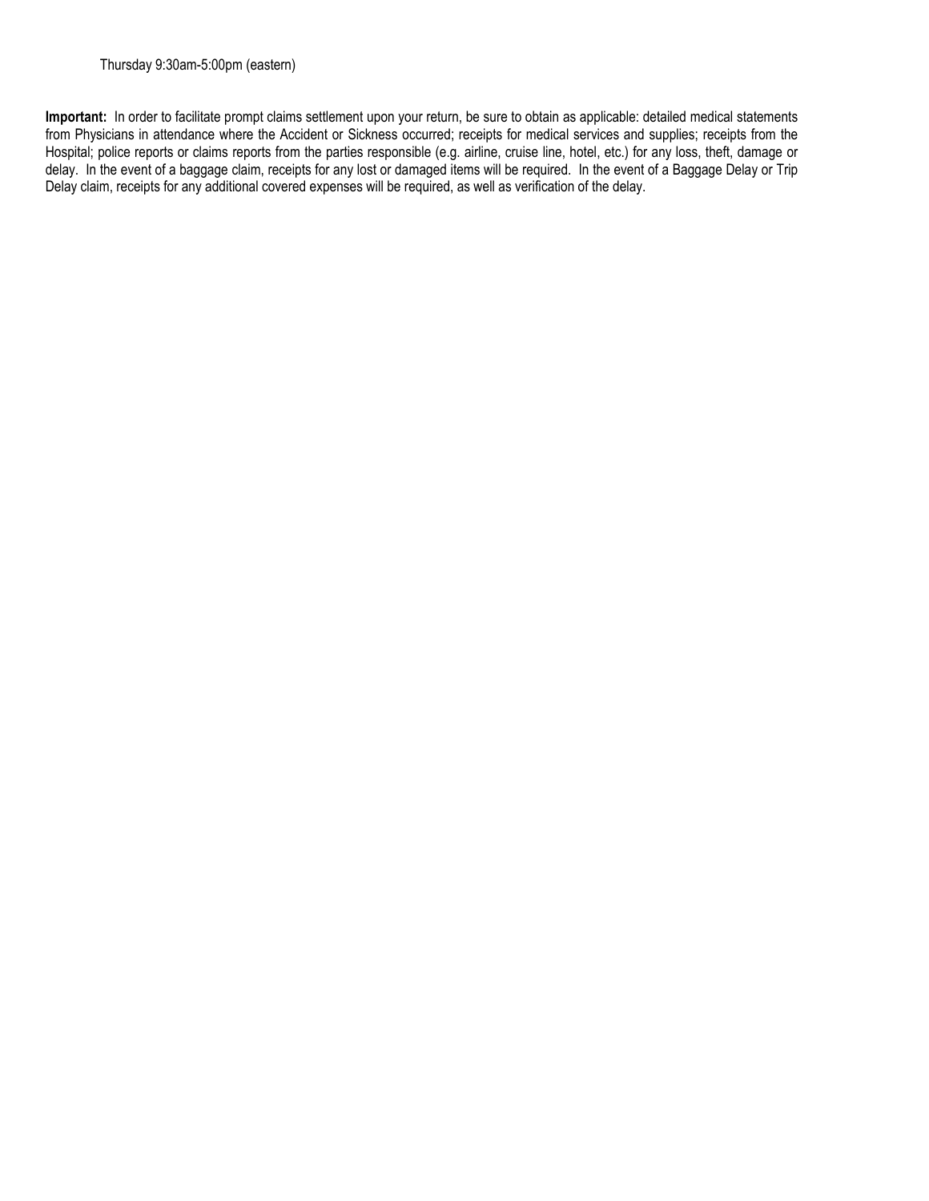Thursday 9:30am-5:00pm (eastern)

**Important:** In order to facilitate prompt claims settlement upon your return, be sure to obtain as applicable: detailed medical statements from Physicians in attendance where the Accident or Sickness occurred; receipts for medical services and supplies; receipts from the Hospital; police reports or claims reports from the parties responsible (e.g. airline, cruise line, hotel, etc.) for any loss, theft, damage or delay. In the event of a baggage claim, receipts for any lost or damaged items will be required. In the event of a Baggage Delay or Trip Delay claim, receipts for any additional covered expenses will be required, as well as verification of the delay.